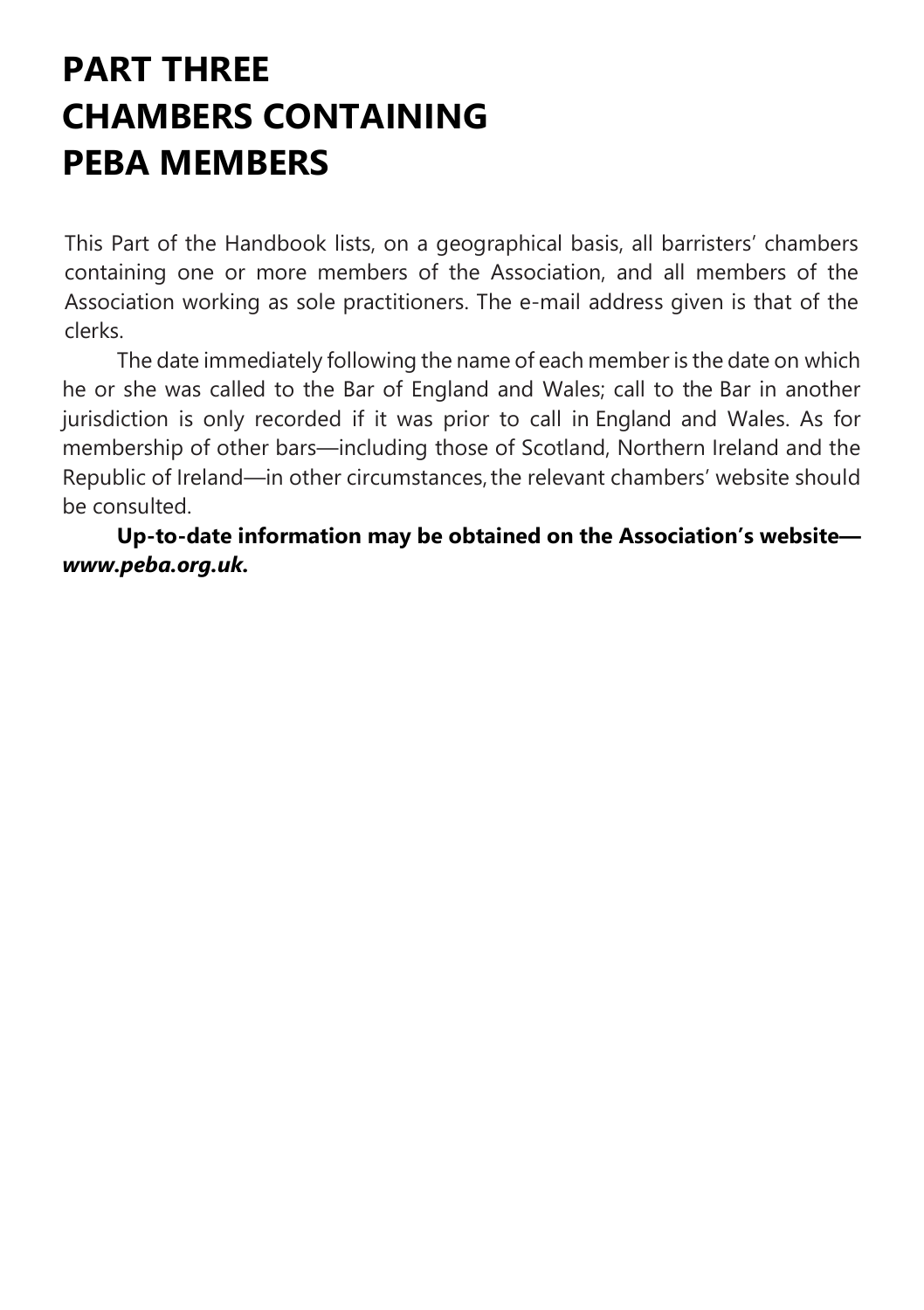# PART THREE
# CHAMBERS CONTAINING
# PEBA MEMBERS

This Part of the Handbook lists, on a geographical basis, all barristers' chambers containing one or more members of the Association, and all members of the Association working as sole practitioners. The e-mail address given is that of the clerks.

The date immediately following the name of each member is the date on which he or she was called to the Bar of England and Wales; call to the Bar in another jurisdiction is only recorded if it was prior to call in England and Wales. As for membership of other bars—including those of Scotland, Northern Ireland and the Republic of Ireland—in other circumstances, the relevant chambers' website should be consulted.

**Up-to-date information may be obtained on the Association's website—*www.peba.org.uk*.**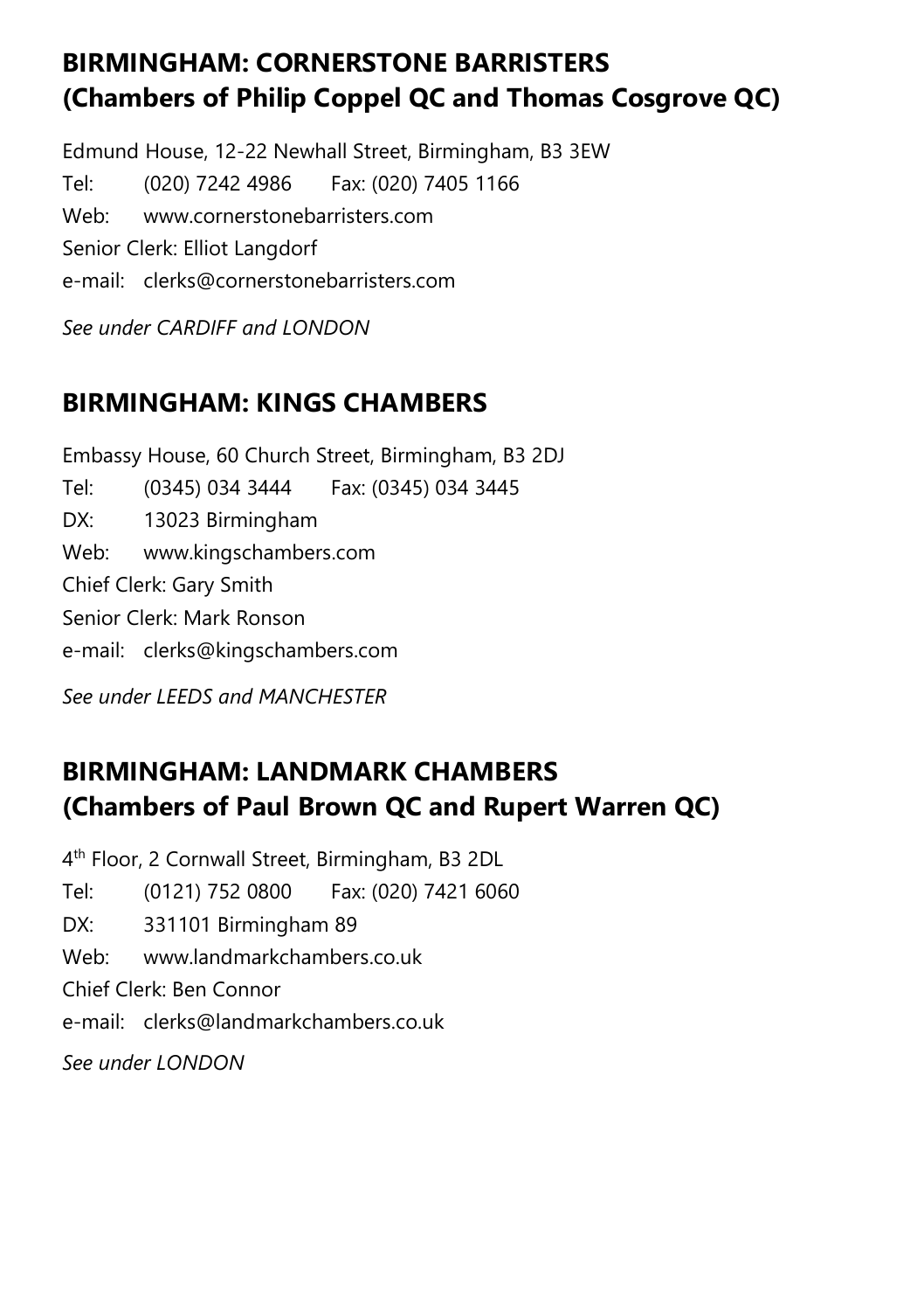## BIRMINGHAM: CORNERSTONE BARRISTERS (Chambers of Philip Coppel QC and Thomas Cosgrove QC)

Edmund House, 12-22 Newhall Street, Birmingham, B3 3EW

Tel: (020) 7242 4986 Fax: (020) 7405 1166

Web: www.cornerstonebarristers.com

Senior Clerk: Elliot Langdorf

e-mail: clerks@cornerstonebarristers.com

*See under CARDIFF and LONDON*

## BIRMINGHAM: KINGS CHAMBERS

Embassy House, 60 Church Street, Birmingham, B3 2DJ

Tel: (0345) 034 3444 Fax: (0345) 034 3445

DX: 13023 Birmingham

Web: www.kingschambers.com

Chief Clerk: Gary Smith

Senior Clerk: Mark Ronson

e-mail: clerks@kingschambers.com

*See under LEEDS and MANCHESTER*

## BIRMINGHAM: LANDMARK CHAMBERS (Chambers of Paul Brown QC and Rupert Warren QC)

4th Floor, 2 Cornwall Street, Birmingham, B3 2DL

Tel: (0121) 752 0800 Fax: (020) 7421 6060

DX: 331101 Birmingham 89

Web: www.landmarkchambers.co.uk

Chief Clerk: Ben Connor

e-mail: clerks@landmarkchambers.co.uk

*See under LONDON*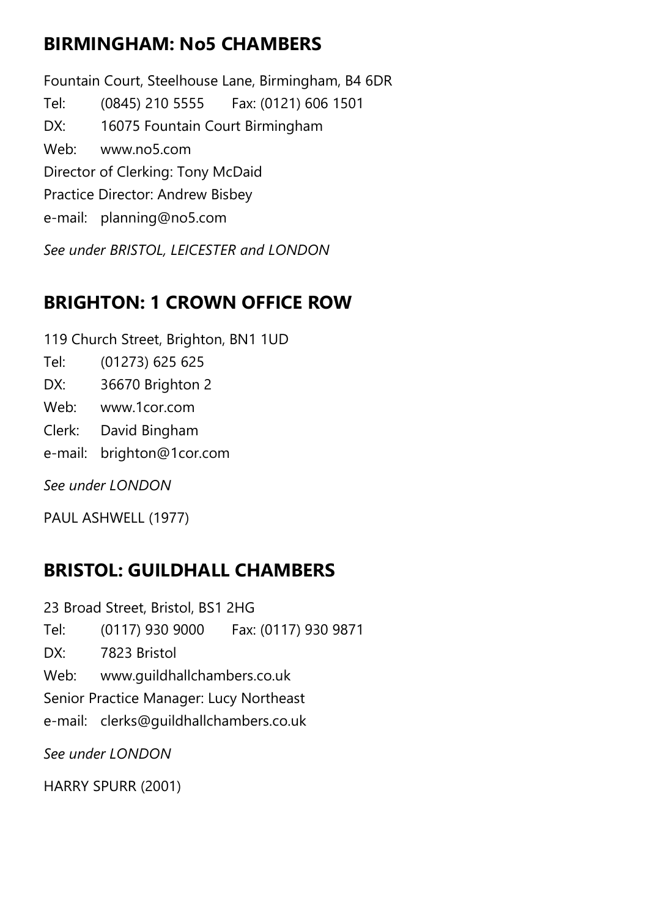## BIRMINGHAM: No5 CHAMBERS

Fountain Court, Steelhouse Lane, Birmingham, B4 6DR

Tel: (0845) 210 5555 Fax: (0121) 606 1501

DX: 16075 Fountain Court Birmingham

Web: www.no5.com

Director of Clerking: Tony McDaid

Practice Director: Andrew Bisbey

e-mail: planning@no5.com

*See under BRISTOL, LEICESTER and LONDON*

## BRIGHTON: 1 CROWN OFFICE ROW

119 Church Street, Brighton, BN1 1UD

Tel: (01273) 625 625

DX: 36670 Brighton 2

Web: www.1cor.com

Clerk: David Bingham

e-mail: brighton@1cor.com

*See under LONDON*

PAUL ASHWELL (1977)

## BRISTOL: GUILDHALL CHAMBERS

23 Broad Street, Bristol, BS1 2HG

Tel: (0117) 930 9000 Fax: (0117) 930 9871

DX: 7823 Bristol

Web: www.guildhallchambers.co.uk

Senior Practice Manager: Lucy Northeast

e-mail: clerks@guildhallchambers.co.uk

*See under LONDON*

HARRY SPURR (2001)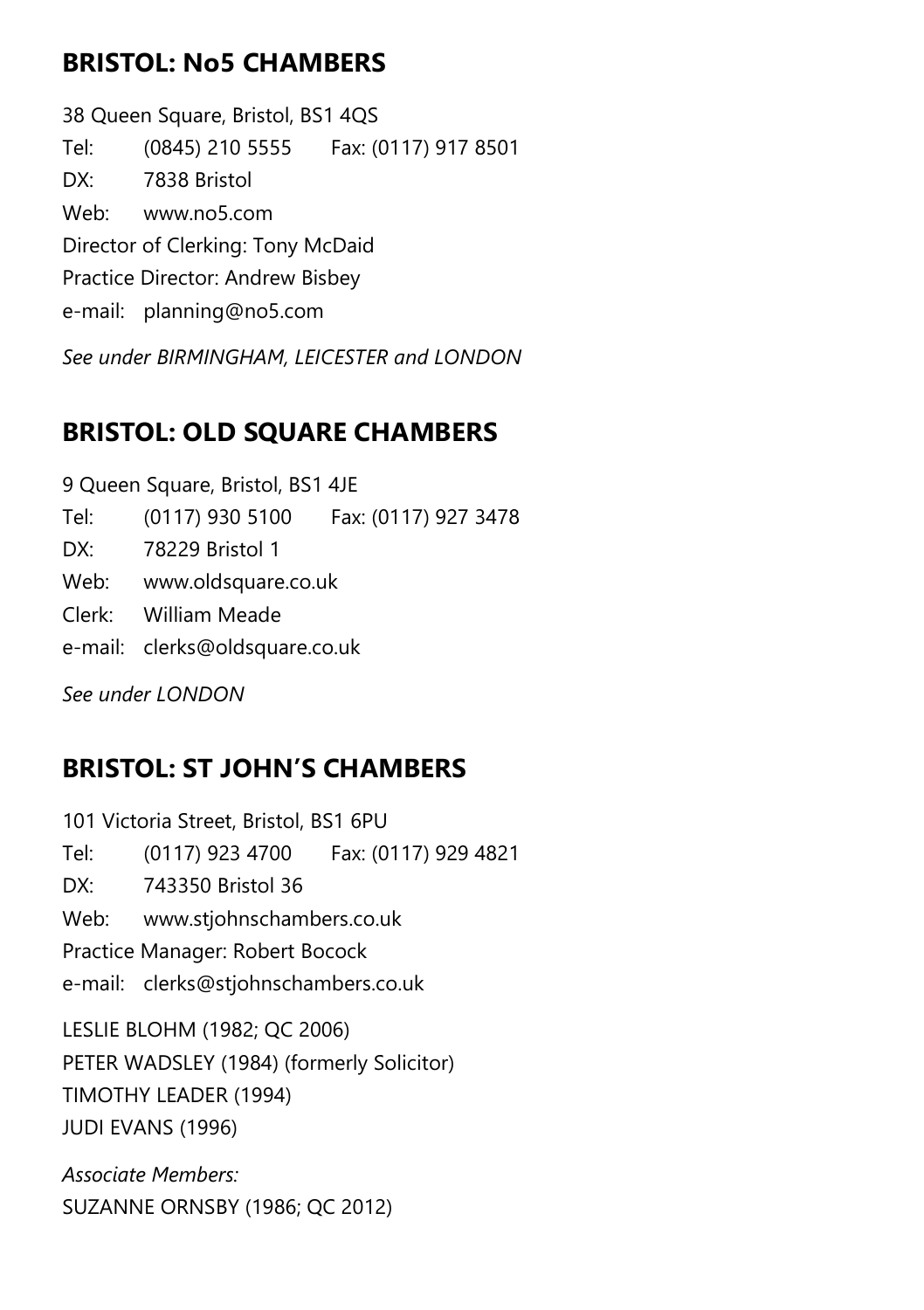## BRISTOL: No5 CHAMBERS

38 Queen Square, Bristol, BS1 4QS

Tel: (0845) 210 5555 Fax: (0117) 917 8501

DX: 7838 Bristol

Web: www.no5.com

Director of Clerking: Tony McDaid

Practice Director: Andrew Bisbey

e-mail: planning@no5.com

*See under BIRMINGHAM, LEICESTER and LONDON*

## BRISTOL: OLD SQUARE CHAMBERS

9 Queen Square, Bristol, BS1 4JE

Tel: (0117) 930 5100 Fax: (0117) 927 3478

DX: 78229 Bristol 1

Web: www.oldsquare.co.uk

Clerk: William Meade

e-mail: clerks@oldsquare.co.uk

*See under LONDON*

## BRISTOL: ST JOHN'S CHAMBERS

101 Victoria Street, Bristol, BS1 6PU

Tel: (0117) 923 4700 Fax: (0117) 929 4821

DX: 743350 Bristol 36

Web: www.stjohnschambers.co.uk

Practice Manager: Robert Bocock

e-mail: clerks@stjohnschambers.co.uk

LESLIE BLOHM (1982; QC 2006)
PETER WADSLEY (1984) (formerly Solicitor)
TIMOTHY LEADER (1994)
JUDI EVANS (1996)

*Associate Members:*
SUZANNE ORNSBY (1986; QC 2012)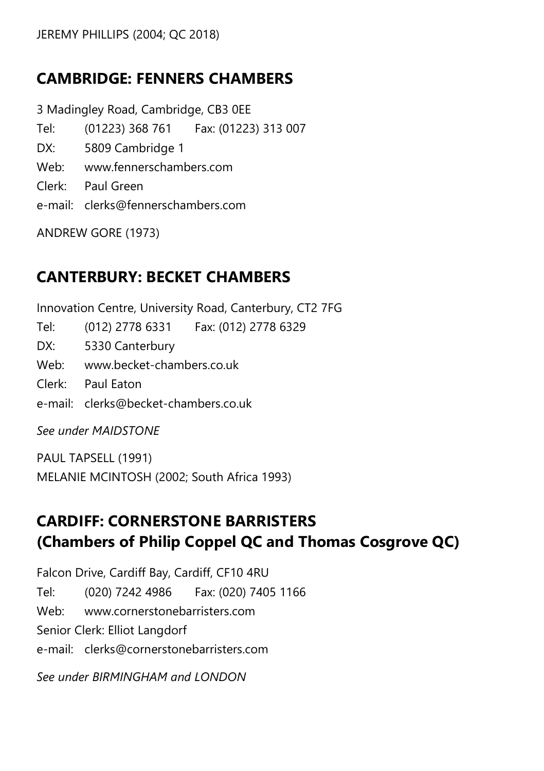JEREMY PHILLIPS (2004; QC 2018)

## CAMBRIDGE: FENNERS CHAMBERS

3 Madingley Road, Cambridge, CB3 0EE

Tel: (01223) 368 761 Fax: (01223) 313 007

DX: 5809 Cambridge 1

Web: www.fennerschambers.com

Clerk: Paul Green

e-mail: clerks@fennerschambers.com

ANDREW GORE (1973)

## CANTERBURY: BECKET CHAMBERS

Innovation Centre, University Road, Canterbury, CT2 7FG

Tel: (012) 2778 6331 Fax: (012) 2778 6329

DX: 5330 Canterbury

Web: www.becket-chambers.co.uk

Clerk: Paul Eaton

e-mail: clerks@becket-chambers.co.uk

*See under MAIDSTONE*

PAUL TAPSELL (1991)
MELANIE MCINTOSH (2002; South Africa 1993)

## CARDIFF: CORNERSTONE BARRISTERS (Chambers of Philip Coppel QC and Thomas Cosgrove QC)

Falcon Drive, Cardiff Bay, Cardiff, CF10 4RU

Tel: (020) 7242 4986 Fax: (020) 7405 1166

Web: www.cornerstonebarristers.com

Senior Clerk: Elliot Langdorf

e-mail: clerks@cornerstonebarristers.com

*See under BIRMINGHAM and LONDON*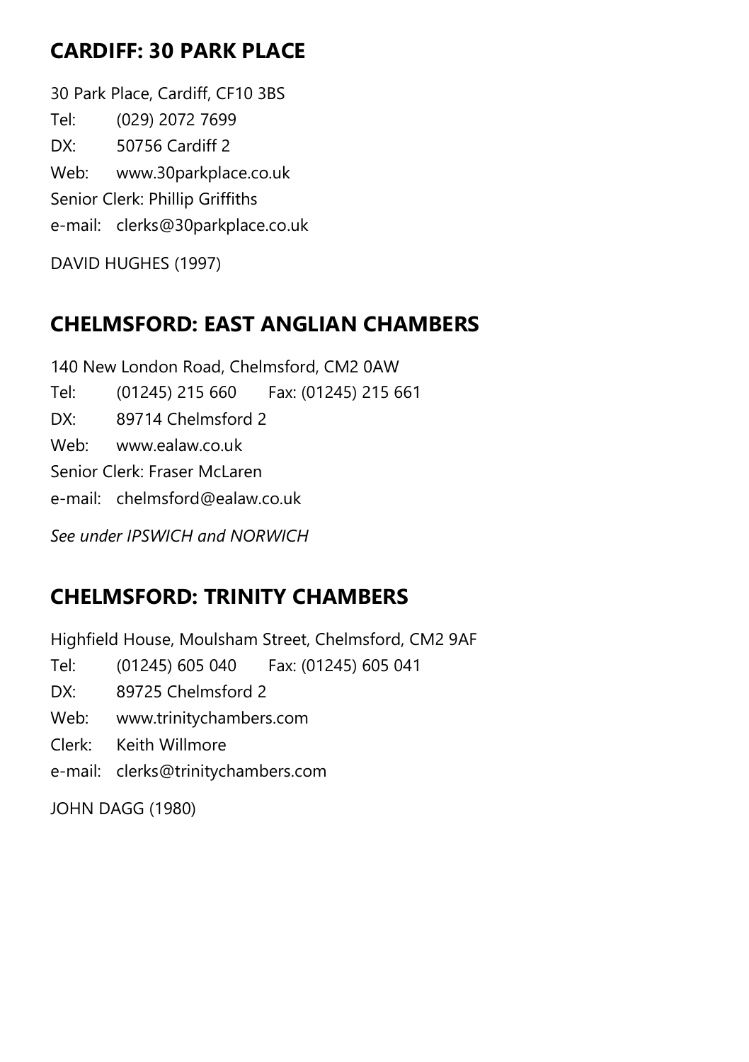## CARDIFF: 30 PARK PLACE

30 Park Place, Cardiff, CF10 3BS

Tel: (029) 2072 7699

DX: 50756 Cardiff 2

Web: www.30parkplace.co.uk

Senior Clerk: Phillip Griffiths

e-mail: clerks@30parkplace.co.uk

DAVID HUGHES (1997)

## CHELMSFORD: EAST ANGLIAN CHAMBERS

140 New London Road, Chelmsford, CM2 0AW

Tel: (01245) 215 660 Fax: (01245) 215 661

DX: 89714 Chelmsford 2

Web: www.ealaw.co.uk

Senior Clerk: Fraser McLaren

e-mail: chelmsford@ealaw.co.uk

*See under IPSWICH and NORWICH*

## CHELMSFORD: TRINITY CHAMBERS

Highfield House, Moulsham Street, Chelmsford, CM2 9AF

Tel: (01245) 605 040 Fax: (01245) 605 041

DX: 89725 Chelmsford 2

Web: www.trinitychambers.com

Clerk: Keith Willmore

e-mail: clerks@trinitychambers.com

JOHN DAGG (1980)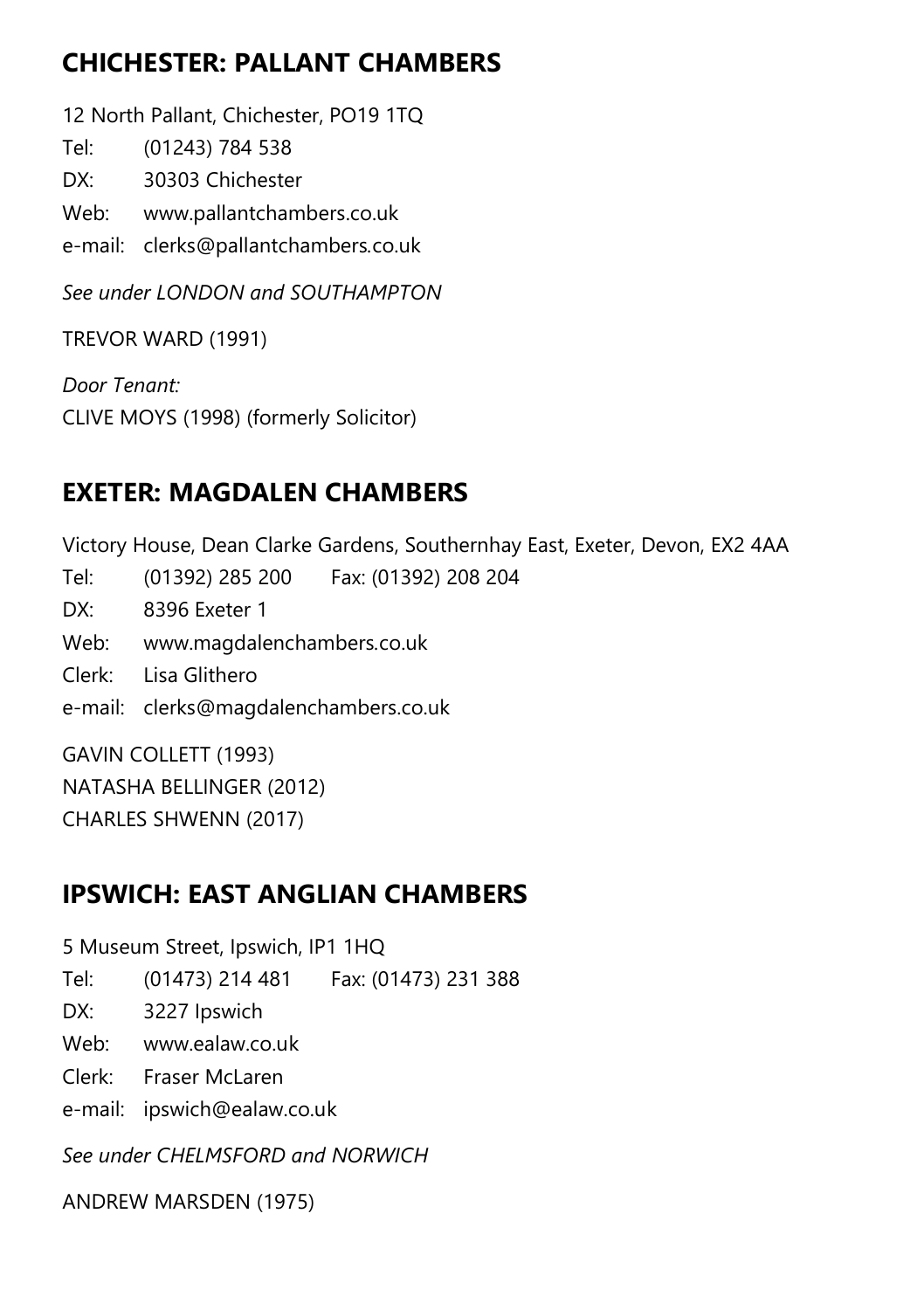## CHICHESTER: PALLANT CHAMBERS

12 North Pallant, Chichester, PO19 1TQ

Tel: (01243) 784 538

DX: 30303 Chichester

Web: www.pallantchambers.co.uk

e-mail: clerks@pallantchambers.co.uk

*See under LONDON and SOUTHAMPTON*

TREVOR WARD (1991)

*Door Tenant:*

CLIVE MOYS (1998) (formerly Solicitor)

## EXETER: MAGDALEN CHAMBERS

Victory House, Dean Clarke Gardens, Southernhay East, Exeter, Devon, EX2 4AA

Tel: (01392) 285 200 Fax: (01392) 208 204

DX: 8396 Exeter 1

Web: www.magdalenchambers.co.uk

Clerk: Lisa Glithero

e-mail: clerks@magdalenchambers.co.uk

GAVIN COLLETT (1993)

NATASHA BELLINGER (2012)

CHARLES SHWENN (2017)

## IPSWICH: EAST ANGLIAN CHAMBERS

5 Museum Street, Ipswich, IP1 1HQ

Tel: (01473) 214 481 Fax: (01473) 231 388

DX: 3227 Ipswich

Web: www.ealaw.co.uk

Clerk: Fraser McLaren

e-mail: ipswich@ealaw.co.uk

*See under CHELMSFORD and NORWICH*

ANDREW MARSDEN (1975)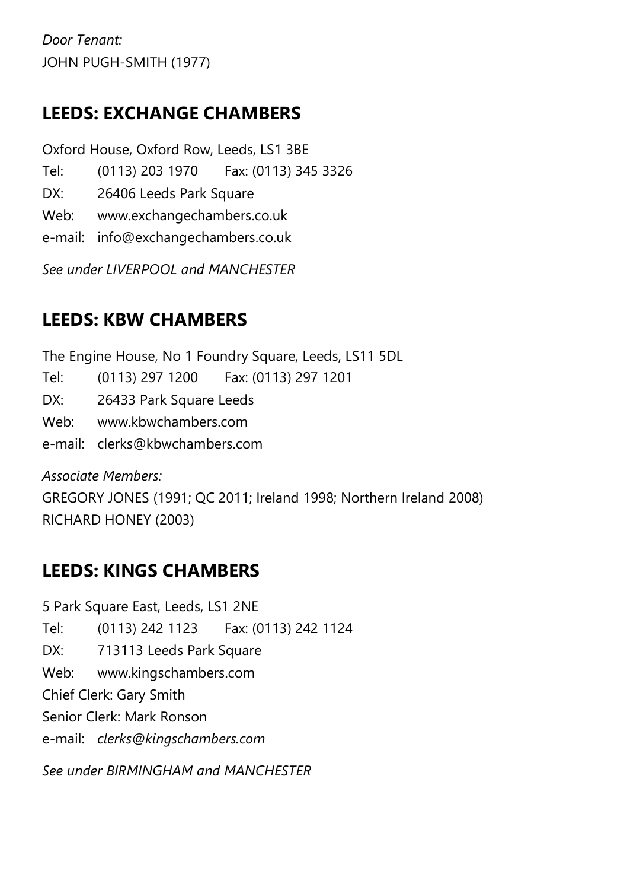*Door Tenant:*
JOHN PUGH-SMITH (1977)

## LEEDS: EXCHANGE CHAMBERS

Oxford House, Oxford Row, Leeds, LS1 3BE
Tel: (0113) 203 1970 Fax: (0113) 345 3326
DX: 26406 Leeds Park Square
Web: www.exchangechambers.co.uk
e-mail: info@exchangechambers.co.uk

*See under LIVERPOOL and MANCHESTER*

## LEEDS: KBW CHAMBERS

The Engine House, No 1 Foundry Square, Leeds, LS11 5DL
Tel: (0113) 297 1200 Fax: (0113) 297 1201
DX: 26433 Park Square Leeds
Web: www.kbwchambers.com
e-mail: clerks@kbwchambers.com

*Associate Members:*
GREGORY JONES (1991; QC 2011; Ireland 1998; Northern Ireland 2008)
RICHARD HONEY (2003)

## LEEDS: KINGS CHAMBERS

5 Park Square East, Leeds, LS1 2NE
Tel: (0113) 242 1123 Fax: (0113) 242 1124
DX: 713113 Leeds Park Square
Web: www.kingschambers.com
Chief Clerk: Gary Smith
Senior Clerk: Mark Ronson
e-mail: *clerks@kingschambers.com*

*See under BIRMINGHAM and MANCHESTER*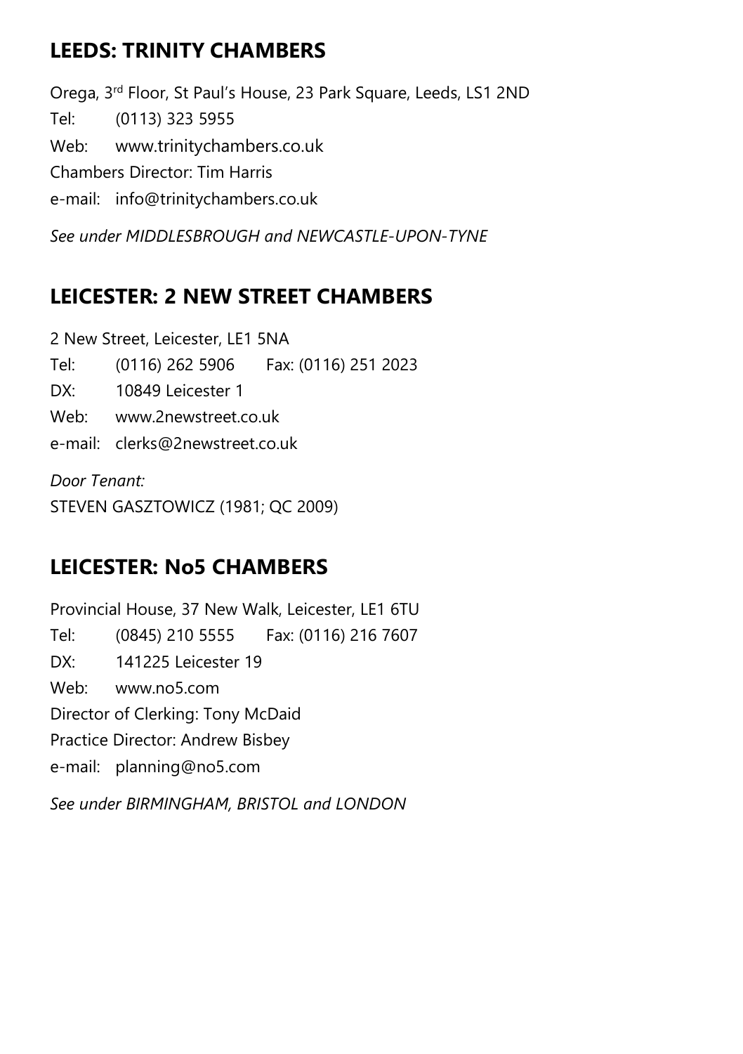## LEEDS: TRINITY CHAMBERS

Orega, 3rd Floor, St Paul's House, 23 Park Square, Leeds, LS1 2ND

Tel: (0113) 323 5955

Web: www.trinitychambers.co.uk

Chambers Director: Tim Harris

e-mail: info@trinitychambers.co.uk

*See under MIDDLESBROUGH and NEWCASTLE-UPON-TYNE*

## LEICESTER: 2 NEW STREET CHAMBERS

2 New Street, Leicester, LE1 5NA

Tel: (0116) 262 5906 Fax: (0116) 251 2023

DX: 10849 Leicester 1

Web: www.2newstreet.co.uk

e-mail: clerks@2newstreet.co.uk

*Door Tenant:*
STEVEN GASZTOWICZ (1981; QC 2009)

## LEICESTER: No5 CHAMBERS

Provincial House, 37 New Walk, Leicester, LE1 6TU

Tel: (0845) 210 5555 Fax: (0116) 216 7607

DX: 141225 Leicester 19

Web: www.no5.com

Director of Clerking: Tony McDaid

Practice Director: Andrew Bisbey

e-mail: planning@no5.com

*See under BIRMINGHAM, BRISTOL and LONDON*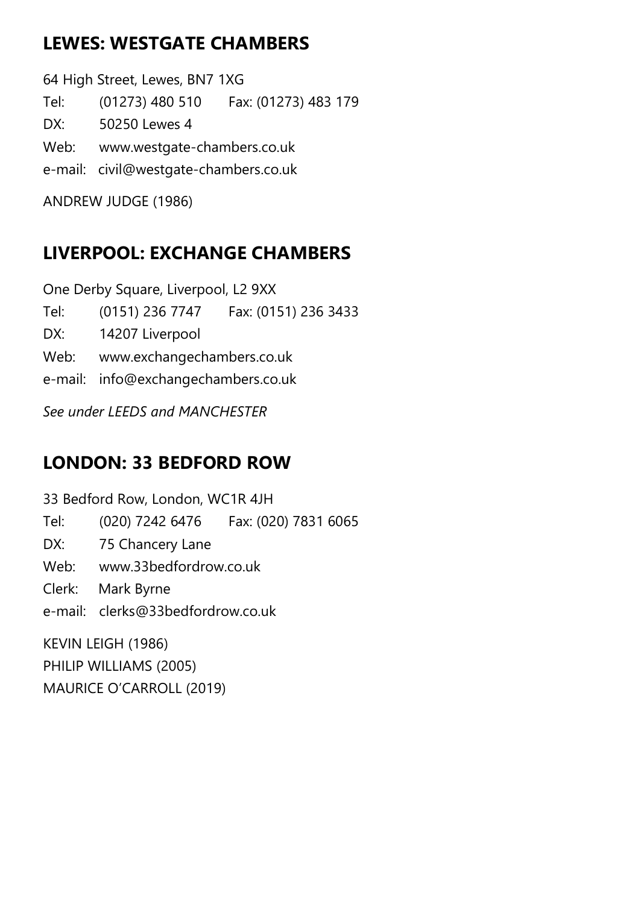## LEWES: WESTGATE CHAMBERS

64 High Street, Lewes, BN7 1XG

Tel: (01273) 480 510 Fax: (01273) 483 179

DX: 50250 Lewes 4

Web: www.westgate-chambers.co.uk

e-mail: civil@westgate-chambers.co.uk

ANDREW JUDGE (1986)

## LIVERPOOL: EXCHANGE CHAMBERS

One Derby Square, Liverpool, L2 9XX

Tel: (0151) 236 7747 Fax: (0151) 236 3433

DX: 14207 Liverpool

Web: www.exchangechambers.co.uk

e-mail: info@exchangechambers.co.uk

*See under LEEDS and MANCHESTER*

## LONDON: 33 BEDFORD ROW

33 Bedford Row, London, WC1R 4JH

Tel: (020) 7242 6476 Fax: (020) 7831 6065

DX: 75 Chancery Lane

Web: www.33bedfordrow.co.uk

Clerk: Mark Byrne

e-mail: clerks@33bedfordrow.co.uk

KEVIN LEIGH (1986)  
PHILIP WILLIAMS (2005)  
MAURICE O'CARROLL (2019)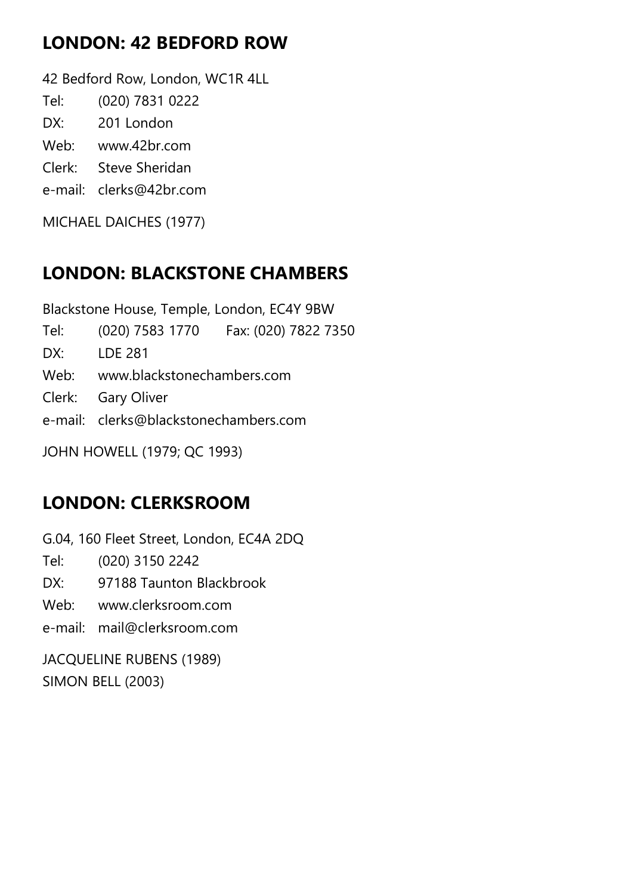## LONDON: 42 BEDFORD ROW

42 Bedford Row, London, WC1R 4LL

Tel: (020) 7831 0222

DX: 201 London

Web: www.42br.com

Clerk: Steve Sheridan

e-mail: clerks@42br.com

MICHAEL DAICHES (1977)

## LONDON: BLACKSTONE CHAMBERS

Blackstone House, Temple, London, EC4Y 9BW

Tel: (020) 7583 1770 Fax: (020) 7822 7350

DX: LDE 281

Web: www.blackstonechambers.com

Clerk: Gary Oliver

e-mail: clerks@blackstonechambers.com

JOHN HOWELL (1979; QC 1993)

## LONDON: CLERKSROOM

G.04, 160 Fleet Street, London, EC4A 2DQ

Tel: (020) 3150 2242

DX: 97188 Taunton Blackbrook

Web: www.clerksroom.com

e-mail: mail@clerksroom.com

JACQUELINE RUBENS (1989)
SIMON BELL (2003)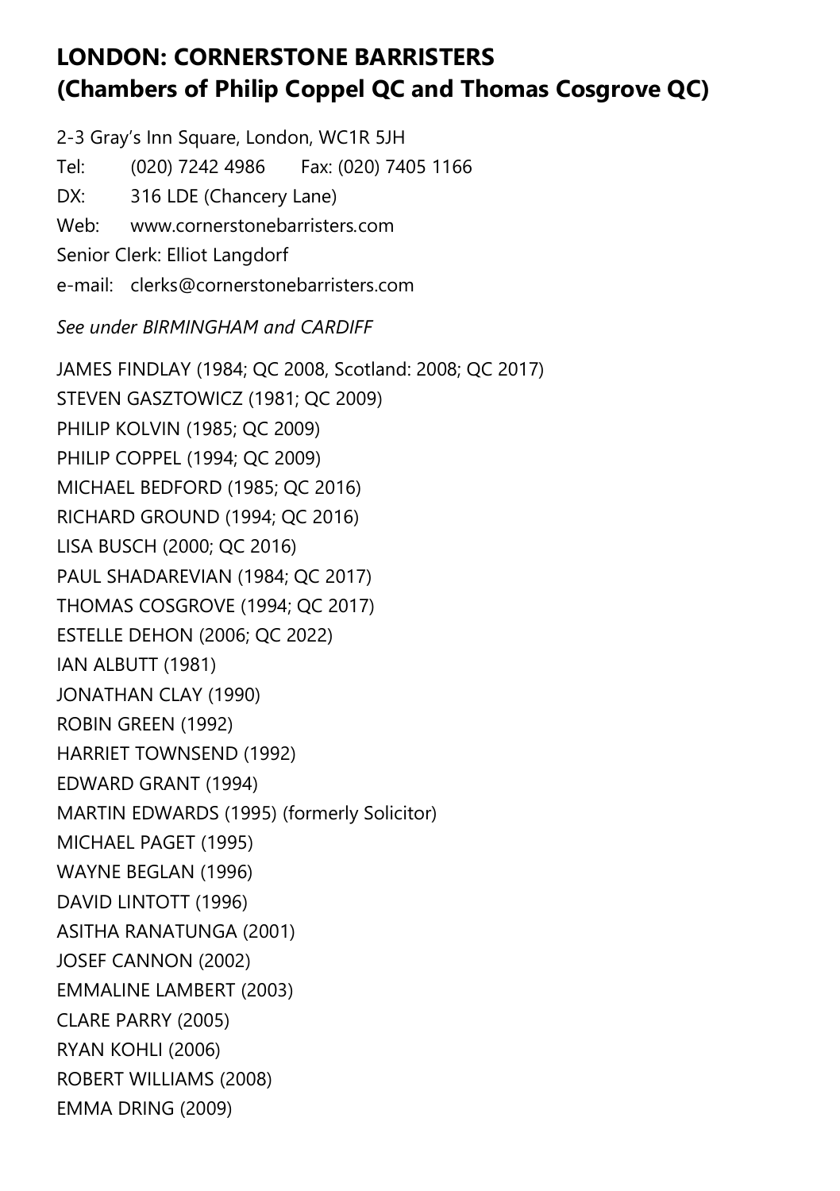## LONDON: CORNERSTONE BARRISTERS (Chambers of Philip Coppel QC and Thomas Cosgrove QC)

2-3 Gray's Inn Square, London, WC1R 5JH

Tel: (020) 7242 4986 Fax: (020) 7405 1166

DX: 316 LDE (Chancery Lane)

Web: www.cornerstonebarristers.com

Senior Clerk: Elliot Langdorf

e-mail: clerks@cornerstonebarristers.com

*See under BIRMINGHAM and CARDIFF*

JAMES FINDLAY (1984; QC 2008, Scotland: 2008; QC 2017)
STEVEN GASZTOWICZ (1981; QC 2009)
PHILIP KOLVIN (1985; QC 2009)
PHILIP COPPEL (1994; QC 2009)
MICHAEL BEDFORD (1985; QC 2016)
RICHARD GROUND (1994; QC 2016)
LISA BUSCH (2000; QC 2016)
PAUL SHADAREVIAN (1984; QC 2017)
THOMAS COSGROVE (1994; QC 2017)
ESTELLE DEHON (2006; QC 2022)
IAN ALBUTT (1981)
JONATHAN CLAY (1990)
ROBIN GREEN (1992)
HARRIET TOWNSEND (1992)
EDWARD GRANT (1994)
MARTIN EDWARDS (1995) (formerly Solicitor)
MICHAEL PAGET (1995)
WAYNE BEGLAN (1996)
DAVID LINTOTT (1996)
ASITHA RANATUNGA (2001)
JOSEF CANNON (2002)
EMMALINE LAMBERT (2003)
CLARE PARRY (2005)
RYAN KOHLI (2006)
ROBERT WILLIAMS (2008)
EMMA DRING (2009)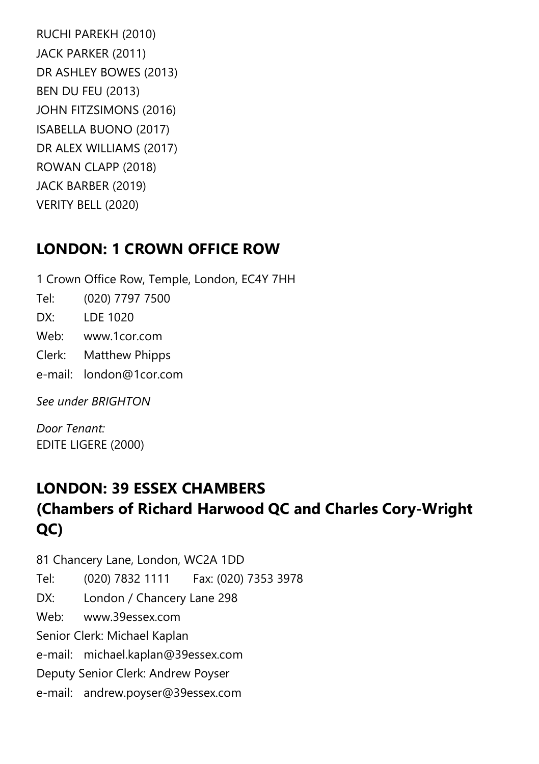RUCHI PAREKH (2010)
JACK PARKER (2011)
DR ASHLEY BOWES (2013)
BEN DU FEU (2013)
JOHN FITZSIMONS (2016)
ISABELLA BUONO (2017)
DR ALEX WILLIAMS (2017)
ROWAN CLAPP (2018)
JACK BARBER (2019)
VERITY BELL (2020)

## LONDON: 1 CROWN OFFICE ROW

1 Crown Office Row, Temple, London, EC4Y 7HH
Tel: (020) 7797 7500
DX: LDE 1020
Web: www.1cor.com
Clerk: Matthew Phipps
e-mail: london@1cor.com

*See under BRIGHTON*

*Door Tenant:*
EDITE LIGERE (2000)

## LONDON: 39 ESSEX CHAMBERS (Chambers of Richard Harwood QC and Charles Cory-Wright QC)

81 Chancery Lane, London, WC2A 1DD
Tel: (020) 7832 1111 Fax: (020) 7353 3978
DX: London / Chancery Lane 298
Web: www.39essex.com
Senior Clerk: Michael Kaplan
e-mail: michael.kaplan@39essex.com
Deputy Senior Clerk: Andrew Poyser
e-mail: andrew.poyser@39essex.com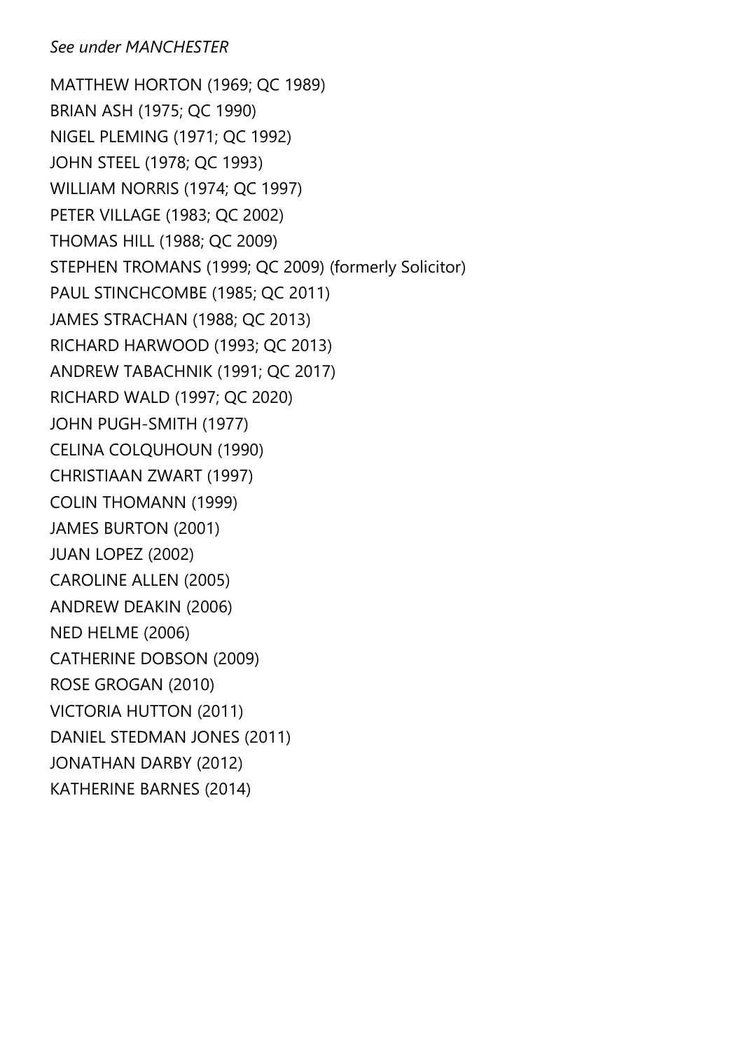*See under MANCHESTER*

MATTHEW HORTON (1969; QC 1989)
BRIAN ASH (1975; QC 1990)
NIGEL PLEMING (1971; QC 1992)
JOHN STEEL (1978; QC 1993)
WILLIAM NORRIS (1974; QC 1997)
PETER VILLAGE (1983; QC 2002)
THOMAS HILL (1988; QC 2009)
STEPHEN TROMANS (1999; QC 2009) (formerly Solicitor)
PAUL STINCHCOMBE (1985; QC 2011)
JAMES STRACHAN (1988; QC 2013)
RICHARD HARWOOD (1993; QC 2013)
ANDREW TABACHNIK (1991; QC 2017)
RICHARD WALD (1997; QC 2020)
JOHN PUGH-SMITH (1977)
CELINA COLQUHOUN (1990)
CHRISTIAAN ZWART (1997)
COLIN THOMANN (1999)
JAMES BURTON (2001)
JUAN LOPEZ (2002)
CAROLINE ALLEN (2005)
ANDREW DEAKIN (2006)
NED HELME (2006)
CATHERINE DOBSON (2009)
ROSE GROGAN (2010)
VICTORIA HUTTON (2011)
DANIEL STEDMAN JONES (2011)
JONATHAN DARBY (2012)
KATHERINE BARNES (2014)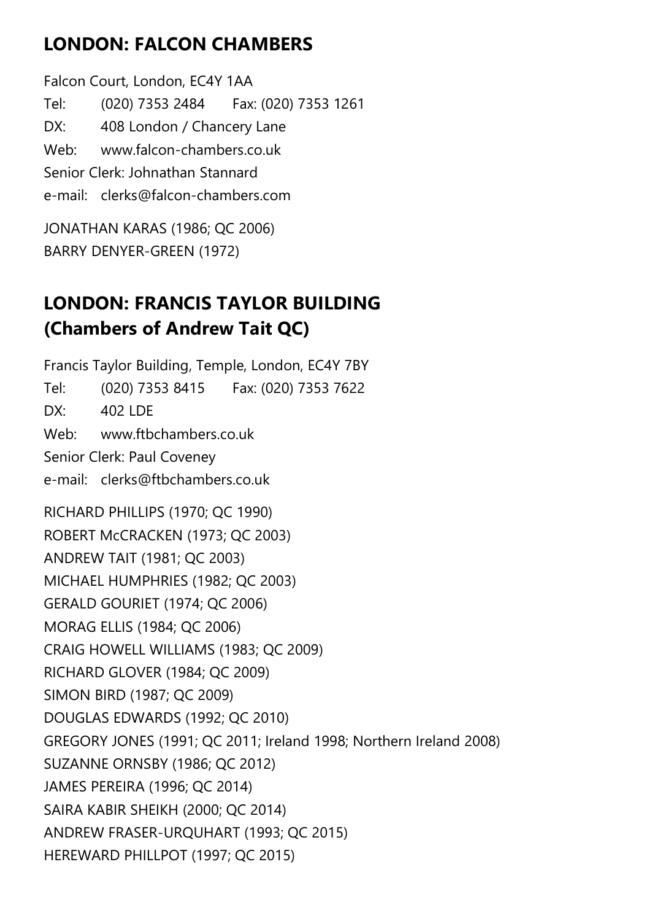## LONDON: FALCON CHAMBERS

Falcon Court, London, EC4Y 1AA
Tel: (020) 7353 2484 Fax: (020) 7353 1261
DX: 408 London / Chancery Lane
Web: www.falcon-chambers.co.uk
Senior Clerk: Johnathan Stannard
e-mail: clerks@falcon-chambers.com

JONATHAN KARAS (1986; QC 2006)
BARRY DENYER-GREEN (1972)

## LONDON: FRANCIS TAYLOR BUILDING (Chambers of Andrew Tait QC)

Francis Taylor Building, Temple, London, EC4Y 7BY
Tel: (020) 7353 8415 Fax: (020) 7353 7622
DX: 402 LDE
Web: www.ftbchambers.co.uk
Senior Clerk: Paul Coveney
e-mail: clerks@ftbchambers.co.uk

RICHARD PHILLIPS (1970; QC 1990)
ROBERT McCRACKEN (1973; QC 2003)
ANDREW TAIT (1981; QC 2003)
MICHAEL HUMPHRIES (1982; QC 2003)
GERALD GOURIET (1974; QC 2006)
MORAG ELLIS (1984; QC 2006)
CRAIG HOWELL WILLIAMS (1983; QC 2009)
RICHARD GLOVER (1984; QC 2009)
SIMON BIRD (1987; QC 2009)
DOUGLAS EDWARDS (1992; QC 2010)
GREGORY JONES (1991; QC 2011; Ireland 1998; Northern Ireland 2008)
SUZANNE ORNSBY (1986; QC 2012)
JAMES PEREIRA (1996; QC 2014)
SAIRA KABIR SHEIKH (2000; QC 2014)
ANDREW FRASER-URQUHART (1993; QC 2015)
HEREWARD PHILLPOT (1997; QC 2015)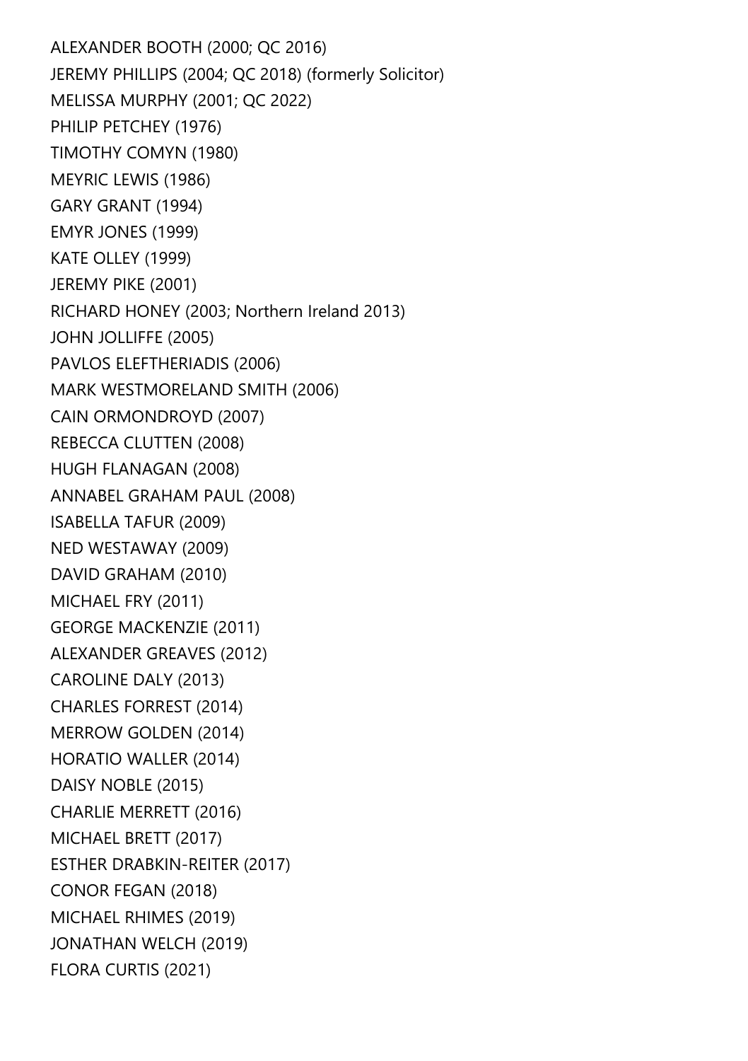ALEXANDER BOOTH (2000; QC 2016)
JEREMY PHILLIPS (2004; QC 2018) (formerly Solicitor)
MELISSA MURPHY (2001; QC 2022)
PHILIP PETCHEY (1976)
TIMOTHY COMYN (1980)
MEYRIC LEWIS (1986)
GARY GRANT (1994)
EMYR JONES (1999)
KATE OLLEY (1999)
JEREMY PIKE (2001)
RICHARD HONEY (2003; Northern Ireland 2013)
JOHN JOLLIFFE (2005)
PAVLOS ELEFTHERIADIS (2006)
MARK WESTMORELAND SMITH (2006)
CAIN ORMONDROYD (2007)
REBECCA CLUTTEN (2008)
HUGH FLANAGAN (2008)
ANNABEL GRAHAM PAUL (2008)
ISABELLA TAFUR (2009)
NED WESTAWAY (2009)
DAVID GRAHAM (2010)
MICHAEL FRY (2011)
GEORGE MACKENZIE (2011)
ALEXANDER GREAVES (2012)
CAROLINE DALY (2013)
CHARLES FORREST (2014)
MERROW GOLDEN (2014)
HORATIO WALLER (2014)
DAISY NOBLE (2015)
CHARLIE MERRETT (2016)
MICHAEL BRETT (2017)
ESTHER DRABKIN-REITER (2017)
CONOR FEGAN (2018)
MICHAEL RHIMES (2019)
JONATHAN WELCH (2019)
FLORA CURTIS (2021)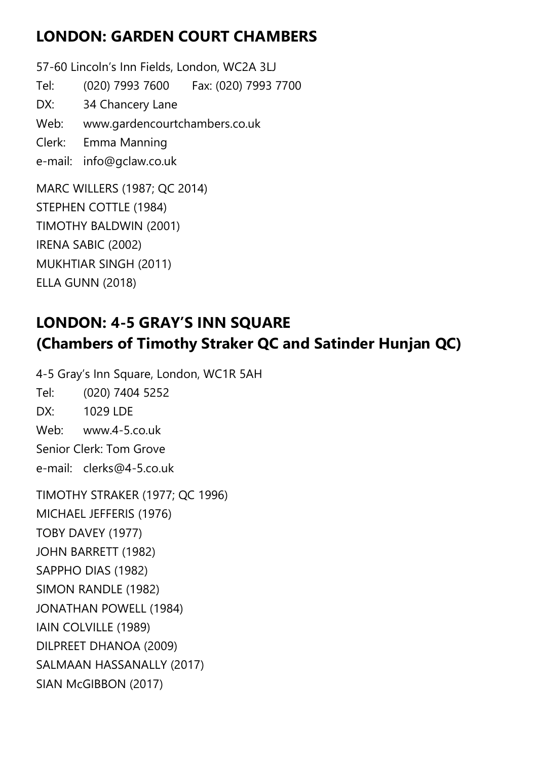## LONDON: GARDEN COURT CHAMBERS

57-60 Lincoln's Inn Fields, London, WC2A 3LJ

Tel: (020) 7993 7600 Fax: (020) 7993 7700

DX: 34 Chancery Lane

Web: www.gardencourtchambers.co.uk

Clerk: Emma Manning

e-mail: info@gclaw.co.uk

MARC WILLERS (1987; QC 2014)
STEPHEN COTTLE (1984)
TIMOTHY BALDWIN (2001)
IRENA SABIC (2002)
MUKHTIAR SINGH (2011)
ELLA GUNN (2018)

## LONDON: 4-5 GRAY'S INN SQUARE (Chambers of Timothy Straker QC and Satinder Hunjan QC)

4-5 Gray's Inn Square, London, WC1R 5AH

Tel: (020) 7404 5252

DX: 1029 LDE

Web: www.4-5.co.uk

Senior Clerk: Tom Grove

e-mail: clerks@4-5.co.uk

TIMOTHY STRAKER (1977; QC 1996)
MICHAEL JEFFERIS (1976)
TOBY DAVEY (1977)
JOHN BARRETT (1982)
SAPPHO DIAS (1982)
SIMON RANDLE (1982)
JONATHAN POWELL (1984)
IAIN COLVILLE (1989)
DILPREET DHANOA (2009)
SALMAAN HASSANALLY (2017)
SIAN McGIBBON (2017)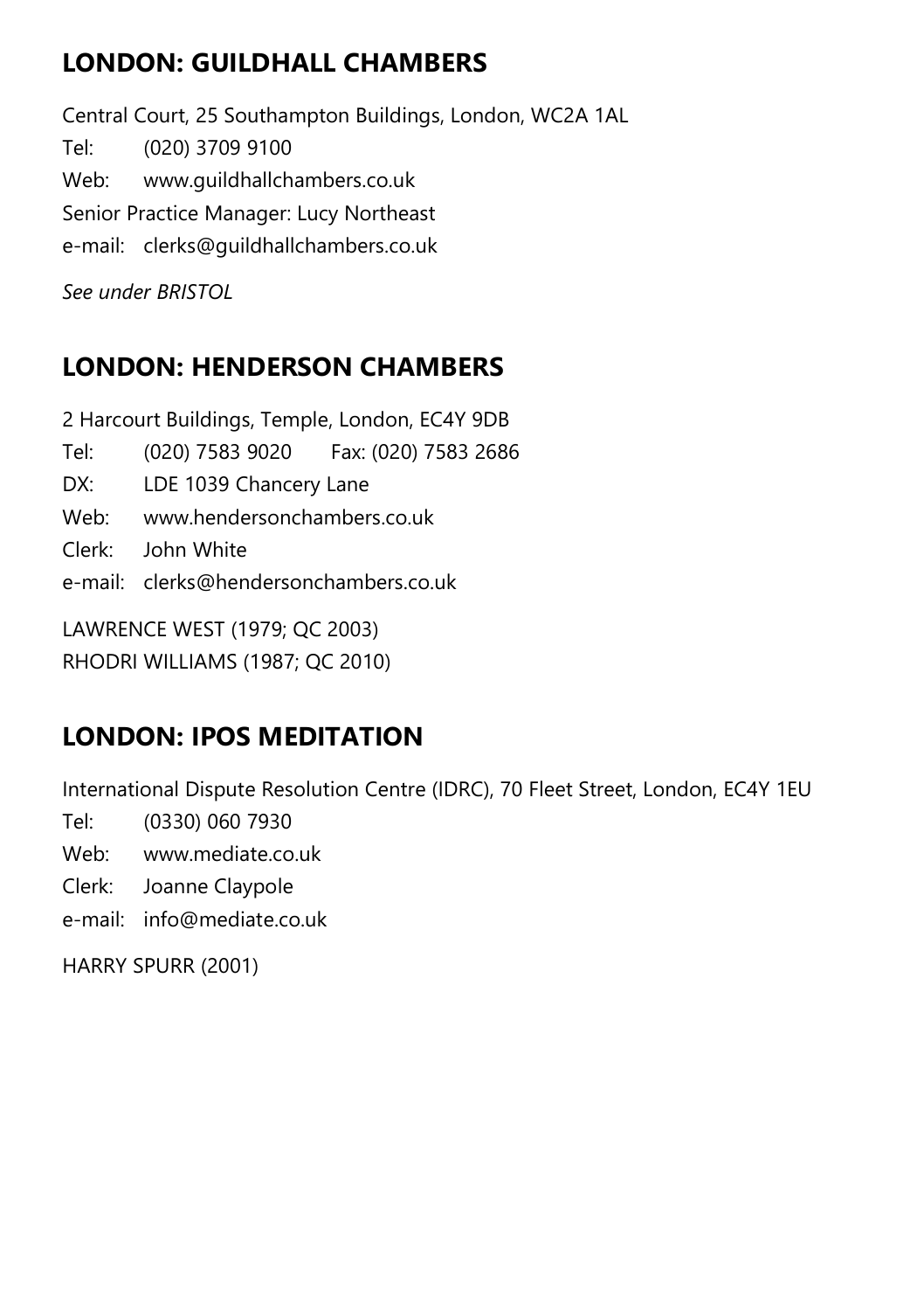## LONDON: GUILDHALL CHAMBERS

Central Court, 25 Southampton Buildings, London, WC2A 1AL

Tel: (020) 3709 9100

Web: www.guildhallchambers.co.uk

Senior Practice Manager: Lucy Northeast

e-mail: clerks@guildhallchambers.co.uk

*See under BRISTOL*

## LONDON: HENDERSON CHAMBERS

2 Harcourt Buildings, Temple, London, EC4Y 9DB

Tel: (020) 7583 9020 Fax: (020) 7583 2686

DX: LDE 1039 Chancery Lane

Web: www.hendersonchambers.co.uk

Clerk: John White

e-mail: clerks@hendersonchambers.co.uk

LAWRENCE WEST (1979; QC 2003)

RHODRI WILLIAMS (1987; QC 2010)

## LONDON: IPOS MEDITATION

International Dispute Resolution Centre (IDRC), 70 Fleet Street, London, EC4Y 1EU

Tel: (0330) 060 7930

Web: www.mediate.co.uk

Clerk: Joanne Claypole

e-mail: info@mediate.co.uk

HARRY SPURR (2001)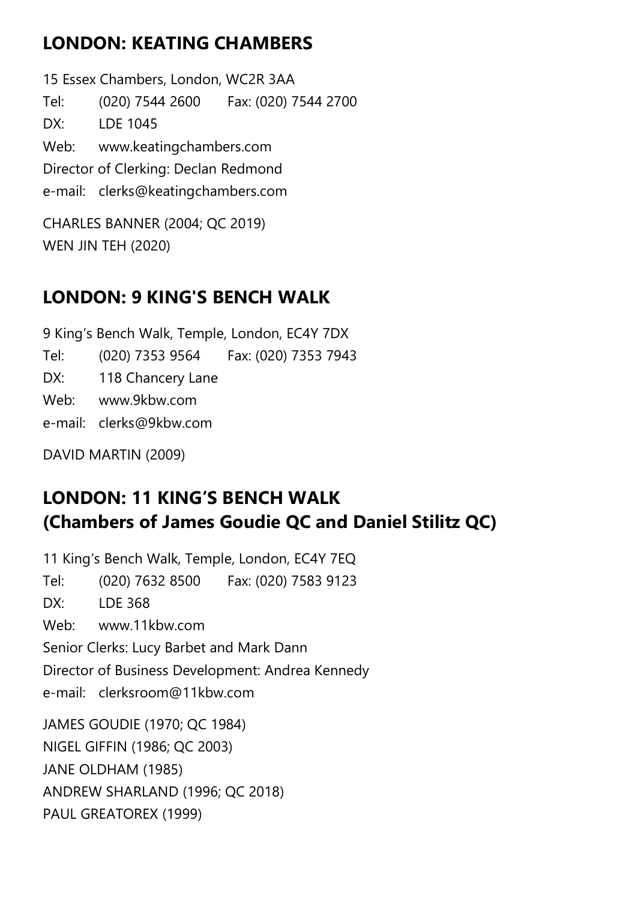## LONDON: KEATING CHAMBERS

15 Essex Chambers, London, WC2R 3AA

Tel: (020) 7544 2600 Fax: (020) 7544 2700

DX: LDE 1045

Web: www.keatingchambers.com

Director of Clerking: Declan Redmond

e-mail: clerks@keatingchambers.com

CHARLES BANNER (2004; QC 2019)
WEN JIN TEH (2020)

## LONDON: 9 KING'S BENCH WALK

9 King's Bench Walk, Temple, London, EC4Y 7DX

Tel: (020) 7353 9564 Fax: (020) 7353 7943

DX: 118 Chancery Lane

Web: www.9kbw.com

e-mail: clerks@9kbw.com

DAVID MARTIN (2009)

## LONDON: 11 KING'S BENCH WALK (Chambers of James Goudie QC and Daniel Stilitz QC)

11 King's Bench Walk, Temple, London, EC4Y 7EQ

Tel: (020) 7632 8500 Fax: (020) 7583 9123

DX: LDE 368

Web: www.11kbw.com

Senior Clerks: Lucy Barbet and Mark Dann

Director of Business Development: Andrea Kennedy

e-mail: clerksroom@11kbw.com

JAMES GOUDIE (1970; QC 1984)
NIGEL GIFFIN (1986; QC 2003)
JANE OLDHAM (1985)
ANDREW SHARLAND (1996; QC 2018)
PAUL GREATOREX (1999)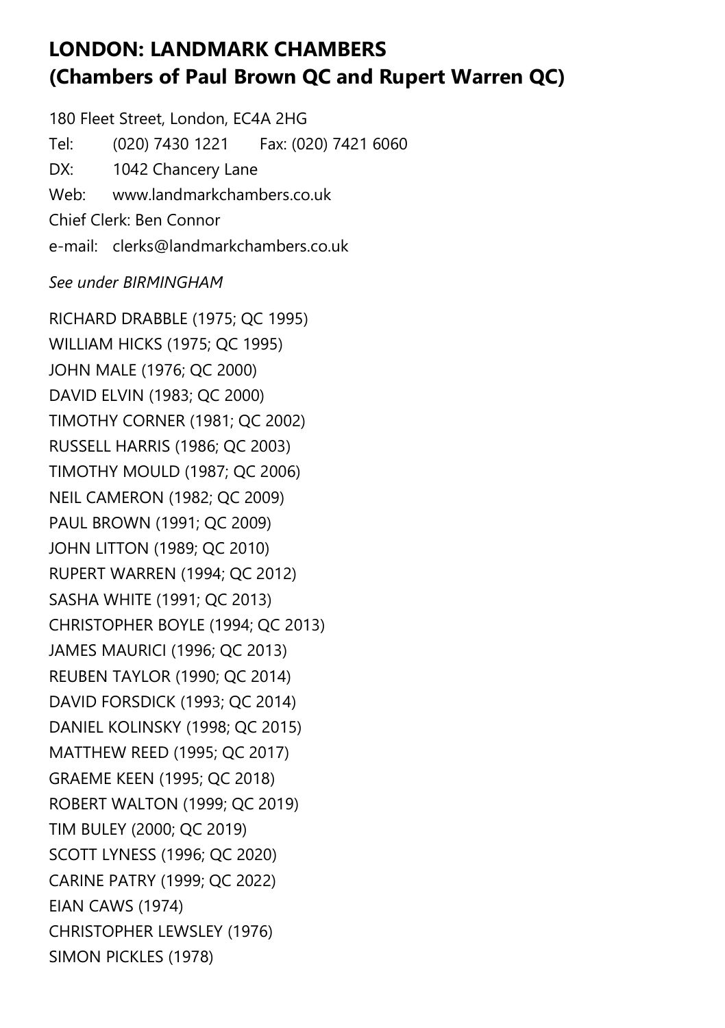## LONDON: LANDMARK CHAMBERS (Chambers of Paul Brown QC and Rupert Warren QC)

180 Fleet Street, London, EC4A 2HG

Tel: (020) 7430 1221 Fax: (020) 7421 6060

DX: 1042 Chancery Lane

Web: www.landmarkchambers.co.uk

Chief Clerk: Ben Connor

e-mail: clerks@landmarkchambers.co.uk

*See under BIRMINGHAM*

RICHARD DRABBLE (1975; QC 1995)
WILLIAM HICKS (1975; QC 1995)
JOHN MALE (1976; QC 2000)
DAVID ELVIN (1983; QC 2000)
TIMOTHY CORNER (1981; QC 2002)
RUSSELL HARRIS (1986; QC 2003)
TIMOTHY MOULD (1987; QC 2006)
NEIL CAMERON (1982; QC 2009)
PAUL BROWN (1991; QC 2009)
JOHN LITTON (1989; QC 2010)
RUPERT WARREN (1994; QC 2012)
SASHA WHITE (1991; QC 2013)
CHRISTOPHER BOYLE (1994; QC 2013)
JAMES MAURICI (1996; QC 2013)
REUBEN TAYLOR (1990; QC 2014)
DAVID FORSDICK (1993; QC 2014)
DANIEL KOLINSKY (1998; QC 2015)
MATTHEW REED (1995; QC 2017)
GRAEME KEEN (1995; QC 2018)
ROBERT WALTON (1999; QC 2019)
TIM BULEY (2000; QC 2019)
SCOTT LYNESS (1996; QC 2020)
CARINE PATRY (1999; QC 2022)
EIAN CAWS (1974)
CHRISTOPHER LEWSLEY (1976)
SIMON PICKLES (1978)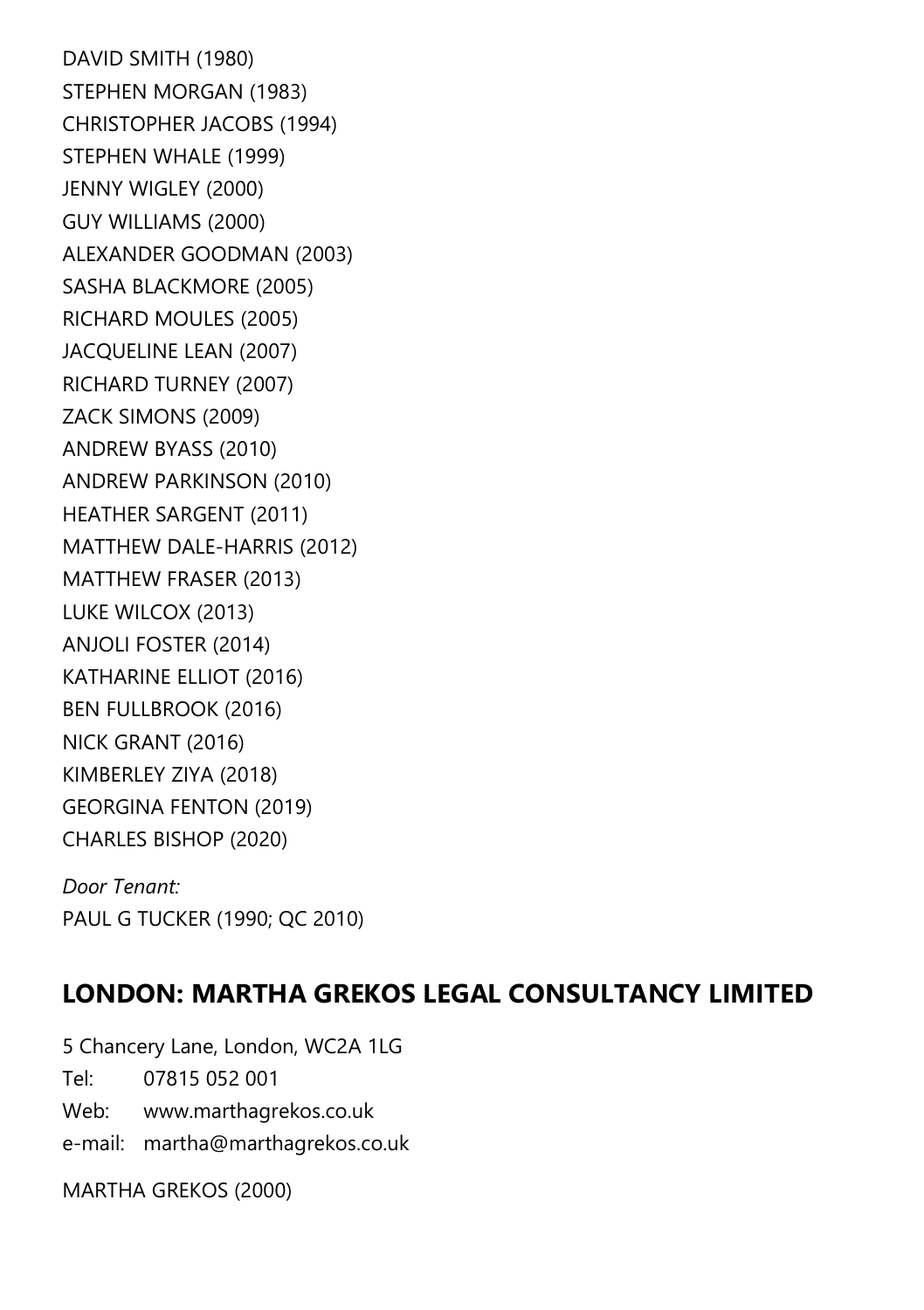DAVID SMITH (1980)
STEPHEN MORGAN (1983)
CHRISTOPHER JACOBS (1994)
STEPHEN WHALE (1999)
JENNY WIGLEY (2000)
GUY WILLIAMS (2000)
ALEXANDER GOODMAN (2003)
SASHA BLACKMORE (2005)
RICHARD MOULES (2005)
JACQUELINE LEAN (2007)
RICHARD TURNEY (2007)
ZACK SIMONS (2009)
ANDREW BYASS (2010)
ANDREW PARKINSON (2010)
HEATHER SARGENT (2011)
MATTHEW DALE-HARRIS (2012)
MATTHEW FRASER (2013)
LUKE WILCOX (2013)
ANJOLI FOSTER (2014)
KATHARINE ELLIOT (2016)
BEN FULLBROOK (2016)
NICK GRANT (2016)
KIMBERLEY ZIYA (2018)
GEORGINA FENTON (2019)
CHARLES BISHOP (2020)

*Door Tenant:*
PAUL G TUCKER (1990; QC 2010)

## LONDON: MARTHA GREKOS LEGAL CONSULTANCY LIMITED

5 Chancery Lane, London, WC2A 1LG
Tel: 07815 052 001
Web: www.marthagrekos.co.uk
e-mail: martha@marthagrekos.co.uk

MARTHA GREKOS (2000)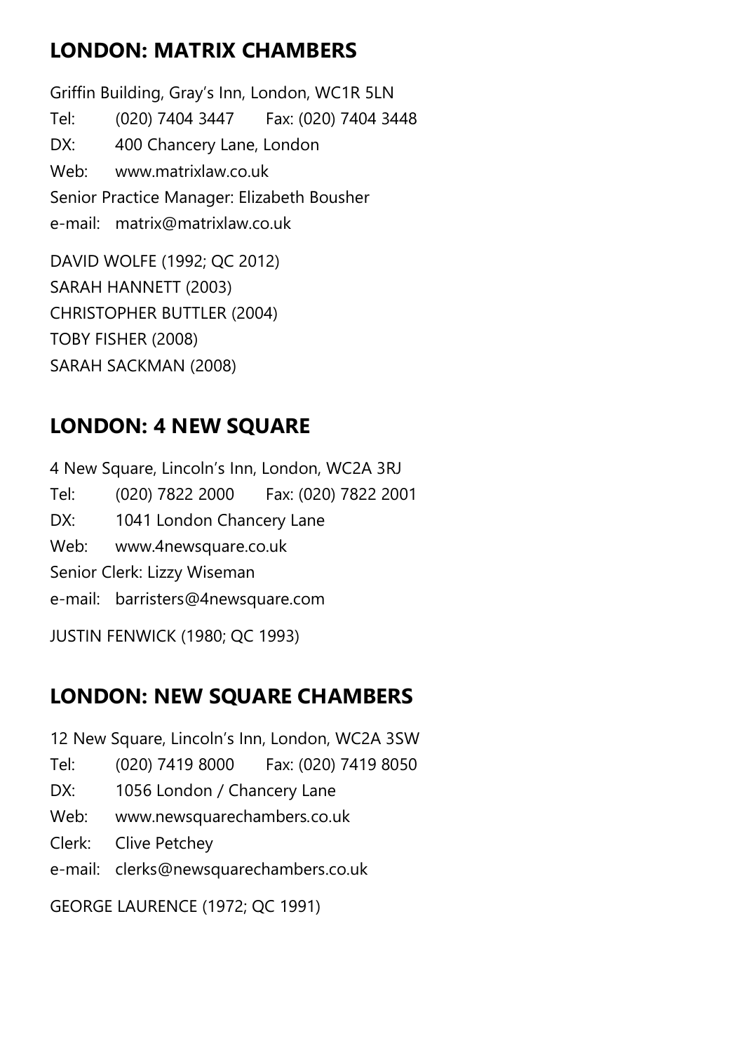## LONDON: MATRIX CHAMBERS

Griffin Building, Gray's Inn, London, WC1R 5LN

Tel: (020) 7404 3447 Fax: (020) 7404 3448

DX: 400 Chancery Lane, London

Web: www.matrixlaw.co.uk

Senior Practice Manager: Elizabeth Bousher

e-mail: matrix@matrixlaw.co.uk

DAVID WOLFE (1992; QC 2012)
SARAH HANNETT (2003)
CHRISTOPHER BUTTLER (2004)
TOBY FISHER (2008)
SARAH SACKMAN (2008)

## LONDON: 4 NEW SQUARE

4 New Square, Lincoln's Inn, London, WC2A 3RJ

Tel: (020) 7822 2000 Fax: (020) 7822 2001

DX: 1041 London Chancery Lane

Web: www.4newsquare.co.uk

Senior Clerk: Lizzy Wiseman

e-mail: barristers@4newsquare.com

JUSTIN FENWICK (1980; QC 1993)

## LONDON: NEW SQUARE CHAMBERS

12 New Square, Lincoln's Inn, London, WC2A 3SW

Tel: (020) 7419 8000 Fax: (020) 7419 8050

DX: 1056 London / Chancery Lane

Web: www.newsquarechambers.co.uk

Clerk: Clive Petchey

e-mail: clerks@newsquarechambers.co.uk

GEORGE LAURENCE (1972; QC 1991)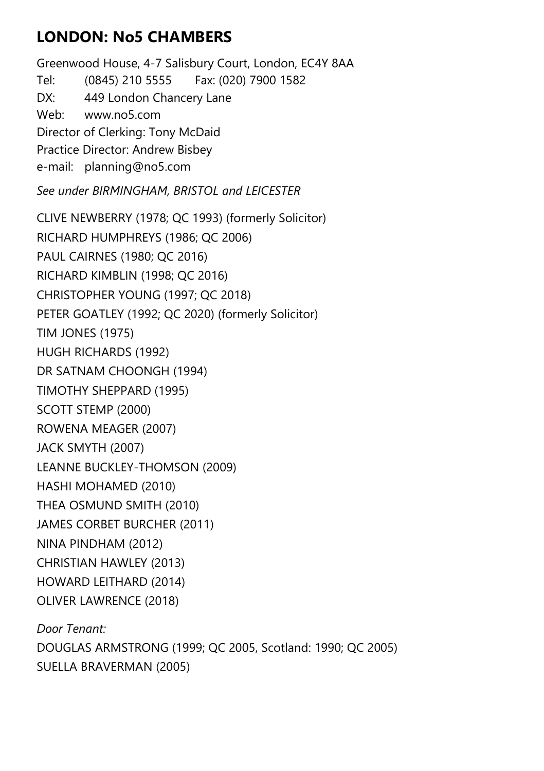## LONDON: No5 CHAMBERS

Greenwood House, 4-7 Salisbury Court, London, EC4Y 8AA
Tel: (0845) 210 5555 Fax: (020) 7900 1582
DX: 449 London Chancery Lane
Web: www.no5.com
Director of Clerking: Tony McDaid
Practice Director: Andrew Bisbey
e-mail: planning@no5.com

*See under BIRMINGHAM, BRISTOL and LEICESTER*

CLIVE NEWBERRY (1978; QC 1993) (formerly Solicitor)
RICHARD HUMPHREYS (1986; QC 2006)
PAUL CAIRNES (1980; QC 2016)
RICHARD KIMBLIN (1998; QC 2016)
CHRISTOPHER YOUNG (1997; QC 2018)
PETER GOATLEY (1992; QC 2020) (formerly Solicitor)
TIM JONES (1975)
HUGH RICHARDS (1992)
DR SATNAM CHOONGH (1994)
TIMOTHY SHEPPARD (1995)
SCOTT STEMP (2000)
ROWENA MEAGER (2007)
JACK SMYTH (2007)
LEANNE BUCKLEY-THOMSON (2009)
HASHI MOHAMED (2010)
THEA OSMUND SMITH (2010)
JAMES CORBET BURCHER (2011)
NINA PINDHAM (2012)
CHRISTIAN HAWLEY (2013)
HOWARD LEITHARD (2014)
OLIVER LAWRENCE (2018)

*Door Tenant:*
DOUGLAS ARMSTRONG (1999; QC 2005, Scotland: 1990; QC 2005)
SUELLA BRAVERMAN (2005)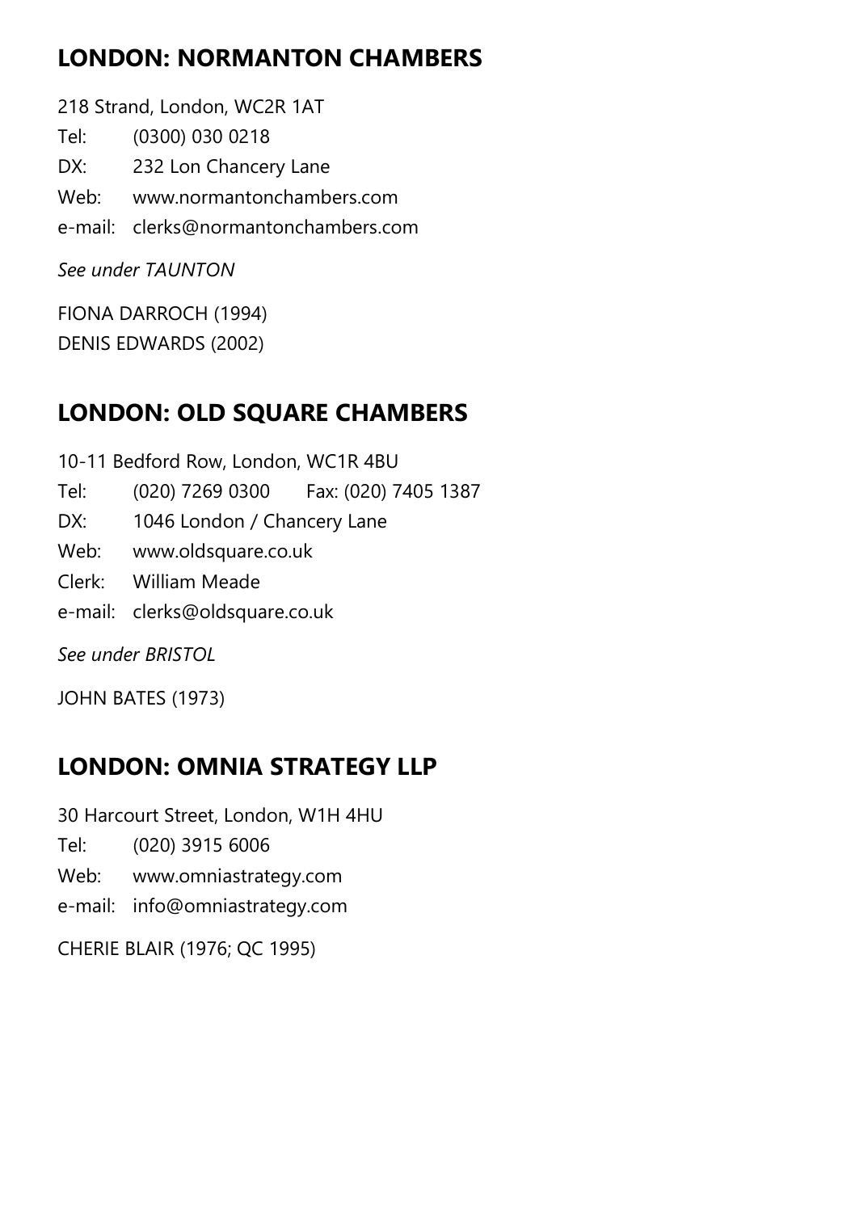## LONDON: NORMANTON CHAMBERS

218 Strand, London, WC2R 1AT
Tel: (0300) 030 0218
DX: 232 Lon Chancery Lane
Web: www.normantonchambers.com
e-mail: clerks@normantonchambers.com

*See under TAUNTON*

FIONA DARROCH (1994)
DENIS EDWARDS (2002)

## LONDON: OLD SQUARE CHAMBERS

10-11 Bedford Row, London, WC1R 4BU
Tel: (020) 7269 0300 Fax: (020) 7405 1387
DX: 1046 London / Chancery Lane
Web: www.oldsquare.co.uk
Clerk: William Meade
e-mail: clerks@oldsquare.co.uk

*See under BRISTOL*

JOHN BATES (1973)

## LONDON: OMNIA STRATEGY LLP

30 Harcourt Street, London, W1H 4HU
Tel: (020) 3915 6006
Web: www.omniastrategy.com
e-mail: info@omniastrategy.com

CHERIE BLAIR (1976; QC 1995)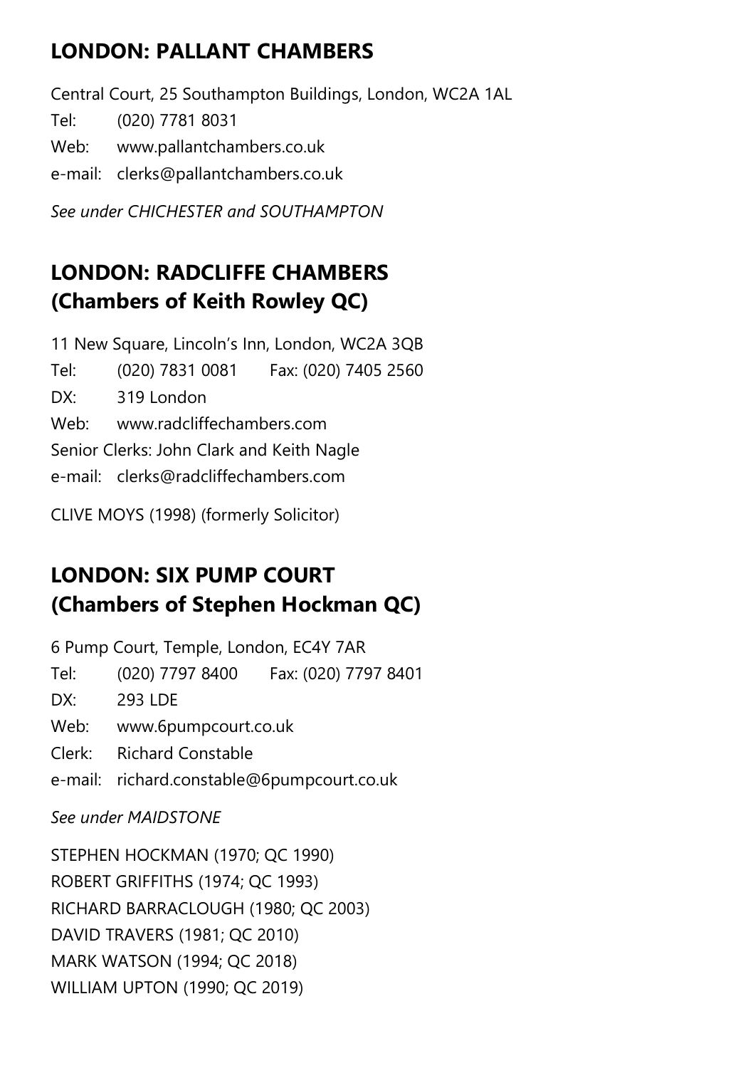## LONDON: PALLANT CHAMBERS

Central Court, 25 Southampton Buildings, London, WC2A 1AL

Tel: (020) 7781 8031

Web: www.pallantchambers.co.uk

e-mail: clerks@pallantchambers.co.uk

*See under CHICHESTER and SOUTHAMPTON*

## LONDON: RADCLIFFE CHAMBERS (Chambers of Keith Rowley QC)

11 New Square, Lincoln's Inn, London, WC2A 3QB

Tel: (020) 7831 0081 Fax: (020) 7405 2560

DX: 319 London

Web: www.radcliffechambers.com

Senior Clerks: John Clark and Keith Nagle

e-mail: clerks@radcliffechambers.com

CLIVE MOYS (1998) (formerly Solicitor)

## LONDON: SIX PUMP COURT (Chambers of Stephen Hockman QC)

6 Pump Court, Temple, London, EC4Y 7AR

Tel: (020) 7797 8400 Fax: (020) 7797 8401

DX: 293 LDE

Web: www.6pumpcourt.co.uk

Clerk: Richard Constable

e-mail: richard.constable@6pumpcourt.co.uk

*See under MAIDSTONE*

STEPHEN HOCKMAN (1970; QC 1990)
ROBERT GRIFFITHS (1974; QC 1993)
RICHARD BARRACLOUGH (1980; QC 2003)
DAVID TRAVERS (1981; QC 2010)
MARK WATSON (1994; QC 2018)
WILLIAM UPTON (1990; QC 2019)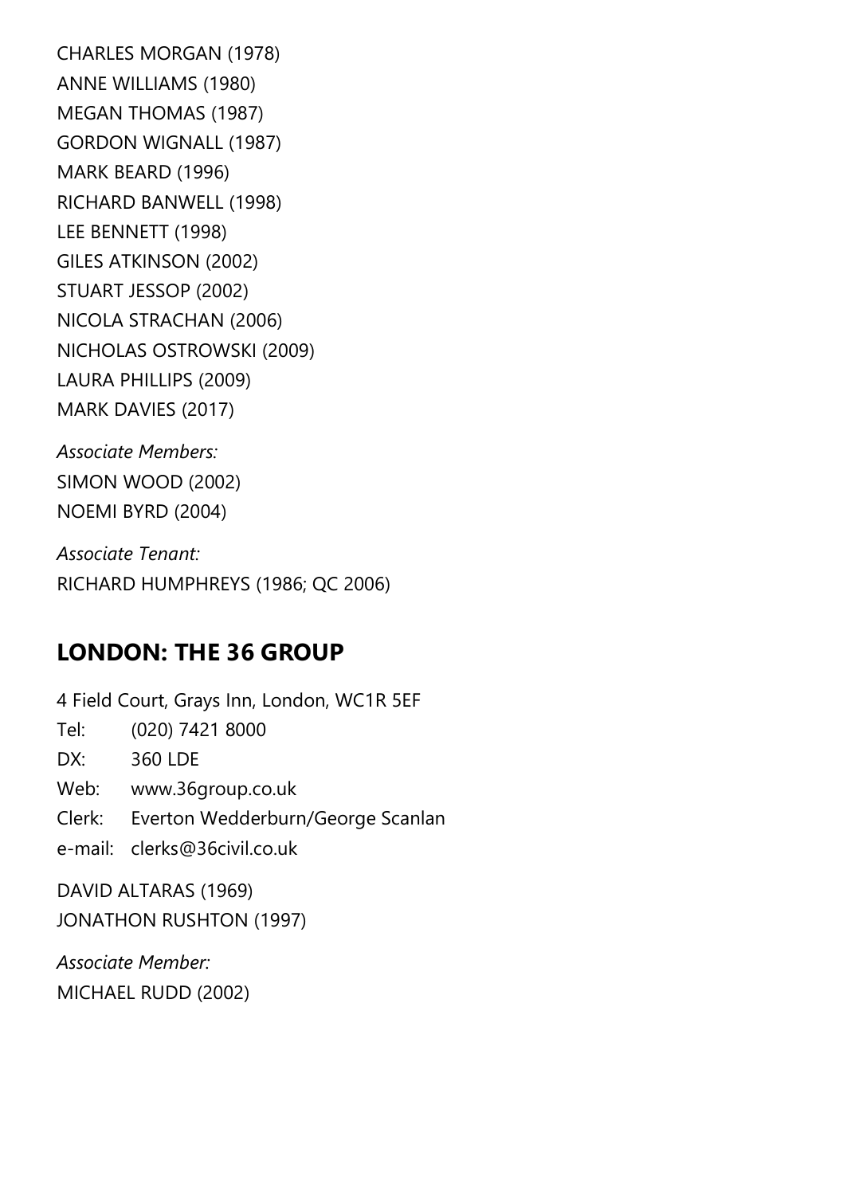CHARLES MORGAN (1978)
ANNE WILLIAMS (1980)
MEGAN THOMAS (1987)
GORDON WIGNALL (1987)
MARK BEARD (1996)
RICHARD BANWELL (1998)
LEE BENNETT (1998)
GILES ATKINSON (2002)
STUART JESSOP (2002)
NICOLA STRACHAN (2006)
NICHOLAS OSTROWSKI (2009)
LAURA PHILLIPS (2009)
MARK DAVIES (2017)

*Associate Members:*
SIMON WOOD (2002)
NOEMI BYRD (2004)

*Associate Tenant:*
RICHARD HUMPHREYS (1986; QC 2006)

## LONDON: THE 36 GROUP

4 Field Court, Grays Inn, London, WC1R 5EF
Tel: (020) 7421 8000
DX: 360 LDE
Web: www.36group.co.uk
Clerk: Everton Wedderburn/George Scanlan
e-mail: clerks@36civil.co.uk

DAVID ALTARAS (1969)
JONATHON RUSHTON (1997)

*Associate Member:*
MICHAEL RUDD (2002)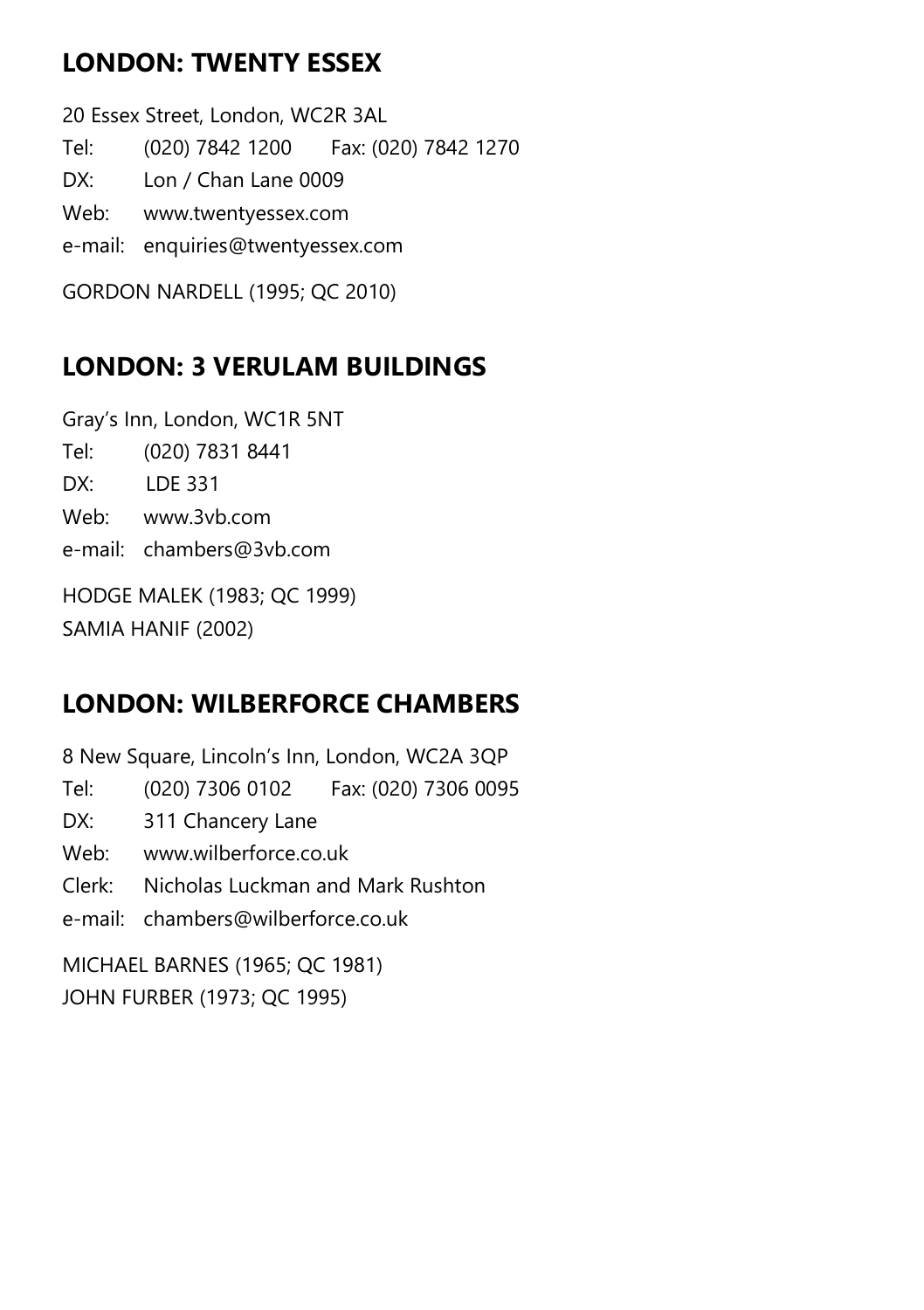## LONDON: TWENTY ESSEX

20 Essex Street, London, WC2R 3AL

Tel: (020) 7842 1200 Fax: (020) 7842 1270

DX: Lon / Chan Lane 0009

Web: www.twentyessex.com

e-mail: enquiries@twentyessex.com

GORDON NARDELL (1995; QC 2010)

## LONDON: 3 VERULAM BUILDINGS

Gray's Inn, London, WC1R 5NT

Tel: (020) 7831 8441

DX: LDE 331

Web: www.3vb.com

e-mail: chambers@3vb.com

HODGE MALEK (1983; QC 1999)

SAMIA HANIF (2002)

## LONDON: WILBERFORCE CHAMBERS

8 New Square, Lincoln's Inn, London, WC2A 3QP

Tel: (020) 7306 0102 Fax: (020) 7306 0095

DX: 311 Chancery Lane

Web: www.wilberforce.co.uk

Clerk: Nicholas Luckman and Mark Rushton

e-mail: chambers@wilberforce.co.uk

MICHAEL BARNES (1965; QC 1981)

JOHN FURBER (1973; QC 1995)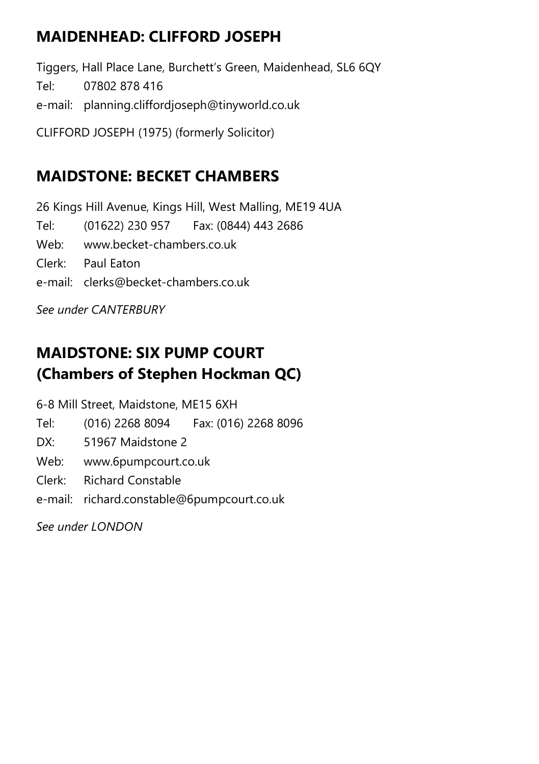## MAIDENHEAD: CLIFFORD JOSEPH

Tiggers, Hall Place Lane, Burchett's Green, Maidenhead, SL6 6QY

Tel: 07802 878 416

e-mail: planning.cliffordjoseph@tinyworld.co.uk

CLIFFORD JOSEPH (1975) (formerly Solicitor)

## MAIDSTONE: BECKET CHAMBERS

26 Kings Hill Avenue, Kings Hill, West Malling, ME19 4UA

Tel: (01622) 230 957 Fax: (0844) 443 2686

Web: www.becket-chambers.co.uk

Clerk: Paul Eaton

e-mail: clerks@becket-chambers.co.uk

*See under CANTERBURY*

## MAIDSTONE: SIX PUMP COURT (Chambers of Stephen Hockman QC)

6-8 Mill Street, Maidstone, ME15 6XH

Tel: (016) 2268 8094 Fax: (016) 2268 8096

DX: 51967 Maidstone 2

Web: www.6pumpcourt.co.uk

Clerk: Richard Constable

e-mail: richard.constable@6pumpcourt.co.uk

*See under LONDON*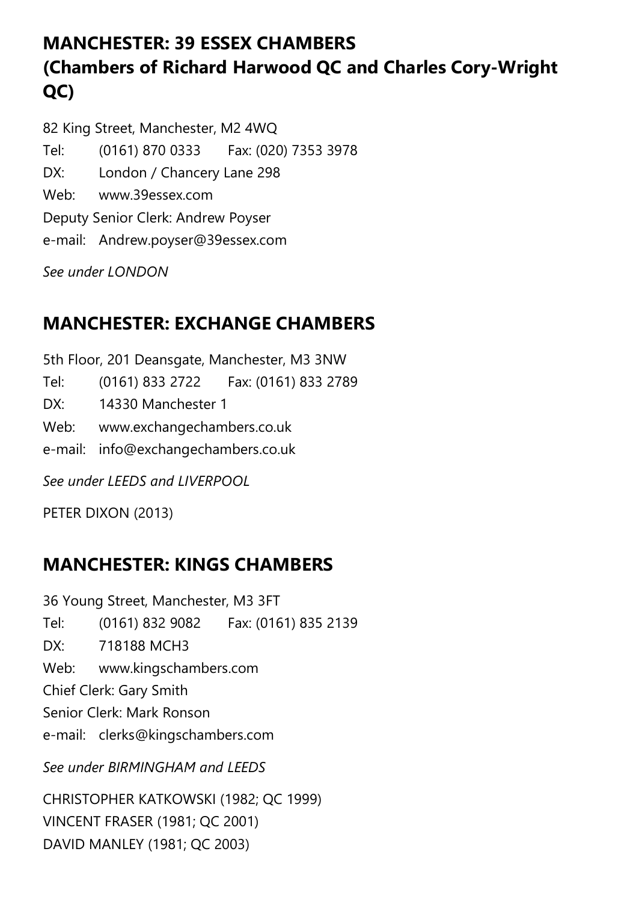## MANCHESTER: 39 ESSEX CHAMBERS (Chambers of Richard Harwood QC and Charles Cory-Wright QC)

82 King Street, Manchester, M2 4WQ

Tel: (0161) 870 0333 Fax: (020) 7353 3978

DX: London / Chancery Lane 298

Web: www.39essex.com

Deputy Senior Clerk: Andrew Poyser

e-mail: Andrew.poyser@39essex.com

*See under LONDON*

## MANCHESTER: EXCHANGE CHAMBERS

5th Floor, 201 Deansgate, Manchester, M3 3NW

Tel: (0161) 833 2722 Fax: (0161) 833 2789

DX: 14330 Manchester 1

Web: www.exchangechambers.co.uk

e-mail: info@exchangechambers.co.uk

*See under LEEDS and LIVERPOOL*

PETER DIXON (2013)

## MANCHESTER: KINGS CHAMBERS

36 Young Street, Manchester, M3 3FT

Tel: (0161) 832 9082 Fax: (0161) 835 2139

DX: 718188 MCH3

Web: www.kingschambers.com

Chief Clerk: Gary Smith

Senior Clerk: Mark Ronson

e-mail: clerks@kingschambers.com

*See under BIRMINGHAM and LEEDS*

CHRISTOPHER KATKOWSKI (1982; QC 1999)
VINCENT FRASER (1981; QC 2001)
DAVID MANLEY (1981; QC 2003)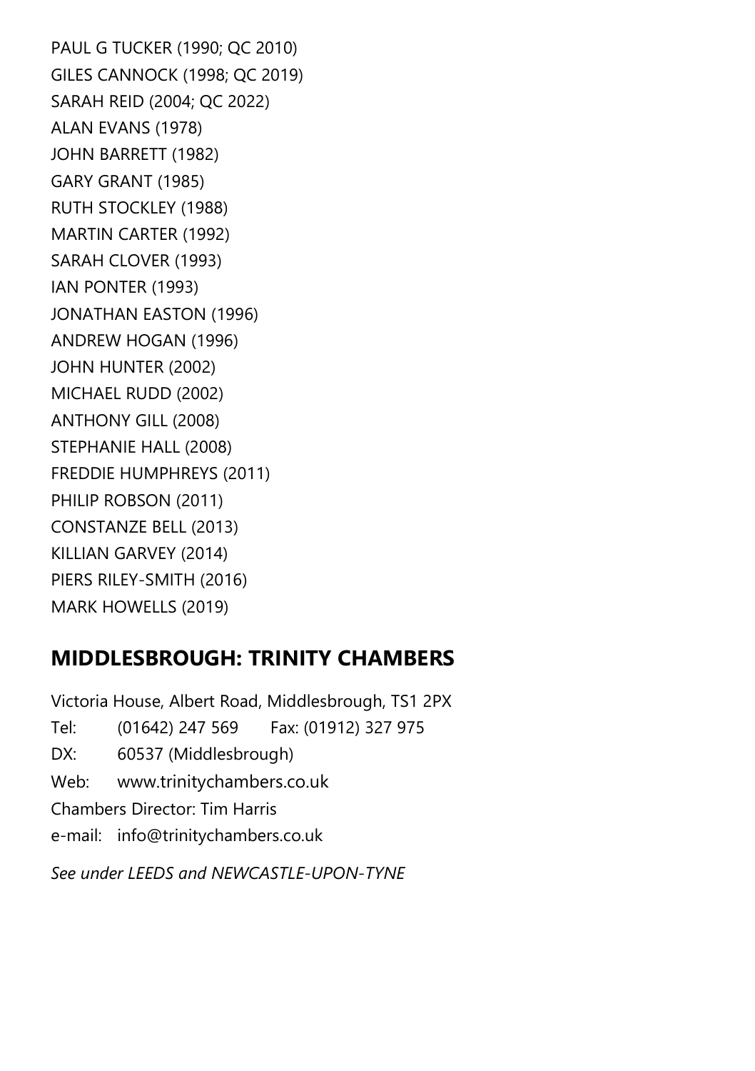PAUL G TUCKER (1990; QC 2010)
GILES CANNOCK (1998; QC 2019)
SARAH REID (2004; QC 2022)
ALAN EVANS (1978)
JOHN BARRETT (1982)
GARY GRANT (1985)
RUTH STOCKLEY (1988)
MARTIN CARTER (1992)
SARAH CLOVER (1993)
IAN PONTER (1993)
JONATHAN EASTON (1996)
ANDREW HOGAN (1996)
JOHN HUNTER (2002)
MICHAEL RUDD (2002)
ANTHONY GILL (2008)
STEPHANIE HALL (2008)
FREDDIE HUMPHREYS (2011)
PHILIP ROBSON (2011)
CONSTANZE BELL (2013)
KILLIAN GARVEY (2014)
PIERS RILEY-SMITH (2016)
MARK HOWELLS (2019)

## MIDDLESBROUGH: TRINITY CHAMBERS

Victoria House, Albert Road, Middlesbrough, TS1 2PX
Tel: (01642) 247 569 Fax: (01912) 327 975
DX: 60537 (Middlesbrough)
Web: www.trinitychambers.co.uk
Chambers Director: Tim Harris
e-mail: info@trinitychambers.co.uk

*See under LEEDS and NEWCASTLE-UPON-TYNE*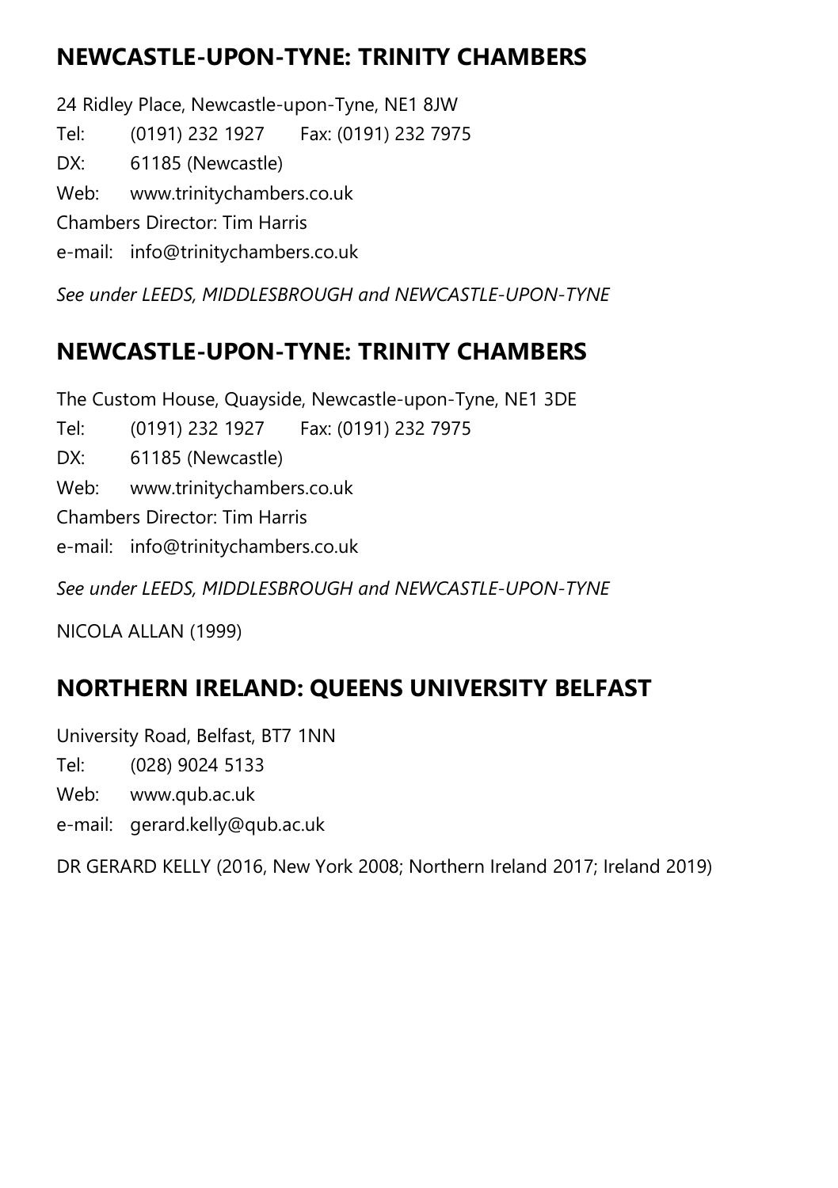## NEWCASTLE-UPON-TYNE: TRINITY CHAMBERS

24 Ridley Place, Newcastle-upon-Tyne, NE1 8JW

Tel: (0191) 232 1927 Fax: (0191) 232 7975

DX: 61185 (Newcastle)

Web: www.trinitychambers.co.uk

Chambers Director: Tim Harris

e-mail: info@trinitychambers.co.uk

*See under LEEDS, MIDDLESBROUGH and NEWCASTLE-UPON-TYNE*

## NEWCASTLE-UPON-TYNE: TRINITY CHAMBERS

The Custom House, Quayside, Newcastle-upon-Tyne, NE1 3DE

Tel: (0191) 232 1927 Fax: (0191) 232 7975

DX: 61185 (Newcastle)

Web: www.trinitychambers.co.uk

Chambers Director: Tim Harris

e-mail: info@trinitychambers.co.uk

*See under LEEDS, MIDDLESBROUGH and NEWCASTLE-UPON-TYNE*

NICOLA ALLAN (1999)

## NORTHERN IRELAND: QUEENS UNIVERSITY BELFAST

University Road, Belfast, BT7 1NN

Tel: (028) 9024 5133

Web: www.qub.ac.uk

e-mail: gerard.kelly@qub.ac.uk

DR GERARD KELLY (2016, New York 2008; Northern Ireland 2017; Ireland 2019)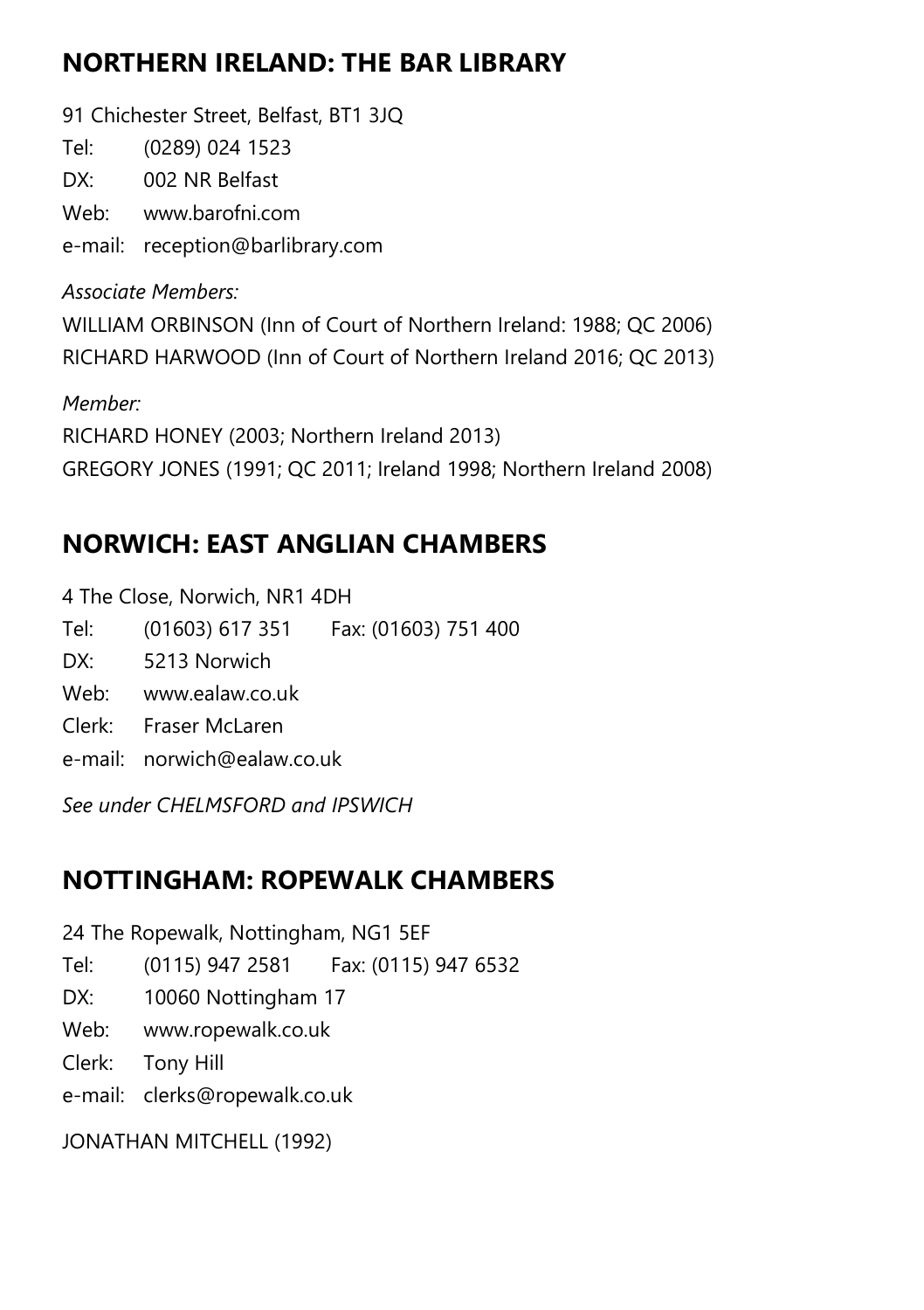## NORTHERN IRELAND: THE BAR LIBRARY

91 Chichester Street, Belfast, BT1 3JQ

Tel: (0289) 024 1523

DX: 002 NR Belfast

Web: www.barofni.com

e-mail: reception@barlibrary.com

*Associate Members:*

WILLIAM ORBINSON (Inn of Court of Northern Ireland: 1988; QC 2006)

RICHARD HARWOOD (Inn of Court of Northern Ireland 2016; QC 2013)

*Member:*

RICHARD HONEY (2003; Northern Ireland 2013)

GREGORY JONES (1991; QC 2011; Ireland 1998; Northern Ireland 2008)

## NORWICH: EAST ANGLIAN CHAMBERS

4 The Close, Norwich, NR1 4DH

Tel: (01603) 617 351 Fax: (01603) 751 400

DX: 5213 Norwich

Web: www.ealaw.co.uk

Clerk: Fraser McLaren

e-mail: norwich@ealaw.co.uk

*See under CHELMSFORD and IPSWICH*

## NOTTINGHAM: ROPEWALK CHAMBERS

24 The Ropewalk, Nottingham, NG1 5EF

Tel: (0115) 947 2581 Fax: (0115) 947 6532

DX: 10060 Nottingham 17

Web: www.ropewalk.co.uk

Clerk: Tony Hill

e-mail: clerks@ropewalk.co.uk

JONATHAN MITCHELL (1992)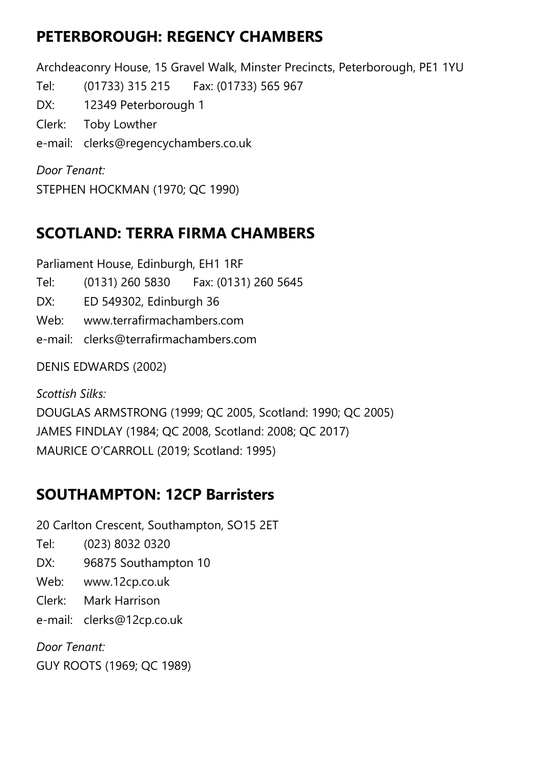## PETERBOROUGH: REGENCY CHAMBERS

Archdeaconry House, 15 Gravel Walk, Minster Precincts, Peterborough, PE1 1YU

Tel: (01733) 315 215 Fax: (01733) 565 967

DX: 12349 Peterborough 1

Clerk: Toby Lowther

e-mail: clerks@regencychambers.co.uk

*Door Tenant:*

STEPHEN HOCKMAN (1970; QC 1990)

## SCOTLAND: TERRA FIRMA CHAMBERS

Parliament House, Edinburgh, EH1 1RF

Tel: (0131) 260 5830 Fax: (0131) 260 5645

DX: ED 549302, Edinburgh 36

Web: www.terrafirmachambers.com

e-mail: clerks@terrafirmachambers.com

DENIS EDWARDS (2002)

*Scottish Silks:*

DOUGLAS ARMSTRONG (1999; QC 2005, Scotland: 1990; QC 2005)
JAMES FINDLAY (1984; QC 2008, Scotland: 2008; QC 2017)
MAURICE O'CARROLL (2019; Scotland: 1995)

## SOUTHAMPTON: 12CP Barristers

20 Carlton Crescent, Southampton, SO15 2ET

Tel: (023) 8032 0320

DX: 96875 Southampton 10

Web: www.12cp.co.uk

Clerk: Mark Harrison

e-mail: clerks@12cp.co.uk

*Door Tenant:*

GUY ROOTS (1969; QC 1989)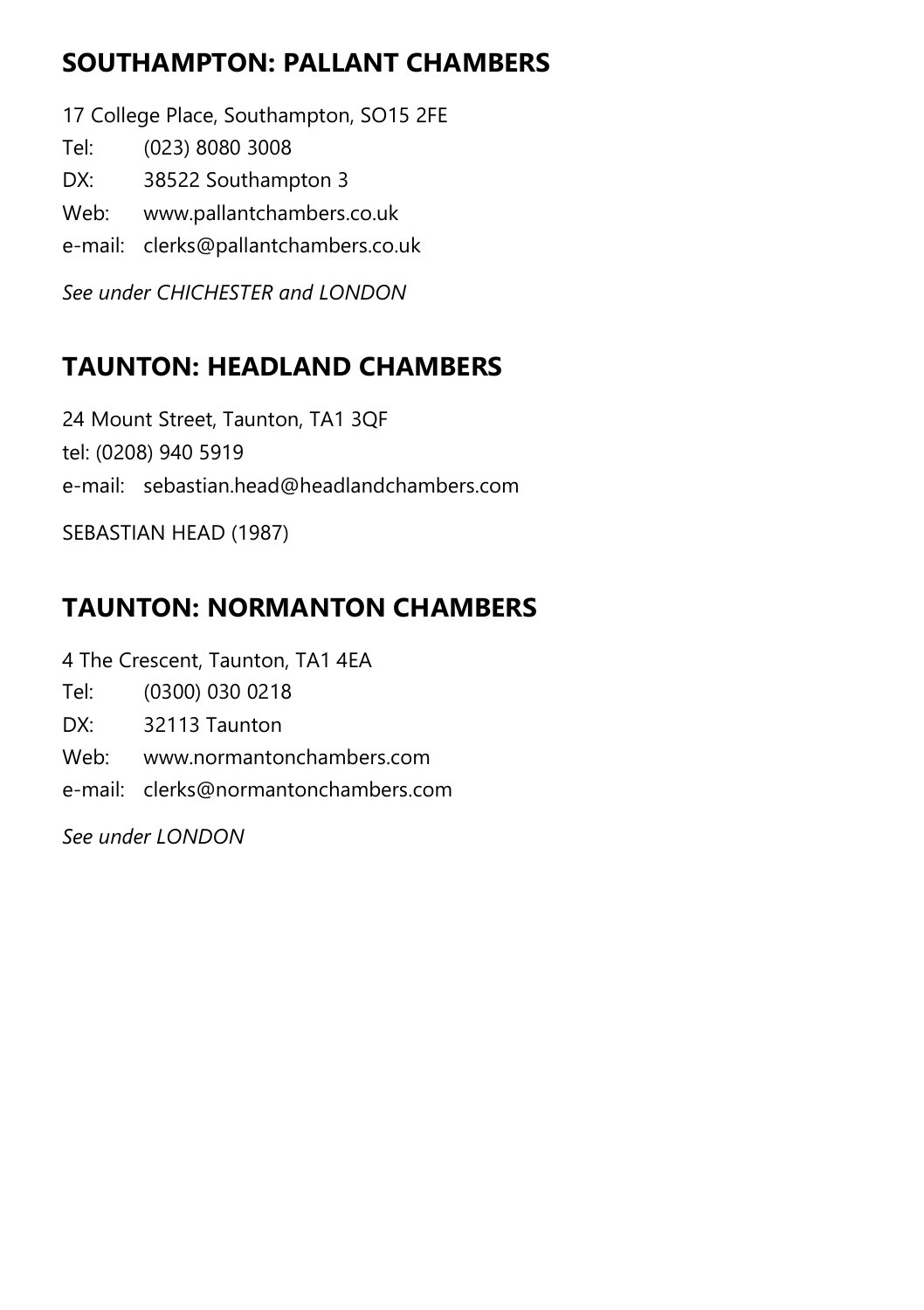## SOUTHAMPTON: PALLANT CHAMBERS

17 College Place, Southampton, SO15 2FE

Tel: (023) 8080 3008

DX: 38522 Southampton 3

Web: www.pallantchambers.co.uk

e-mail: clerks@pallantchambers.co.uk

*See under CHICHESTER and LONDON*

## TAUNTON: HEADLAND CHAMBERS

24 Mount Street, Taunton, TA1 3QF

tel: (0208) 940 5919

e-mail: sebastian.head@headlandchambers.com

SEBASTIAN HEAD (1987)

## TAUNTON: NORMANTON CHAMBERS

4 The Crescent, Taunton, TA1 4EA

Tel: (0300) 030 0218

DX: 32113 Taunton

Web: www.normantonchambers.com

e-mail: clerks@normantonchambers.com

*See under LONDON*